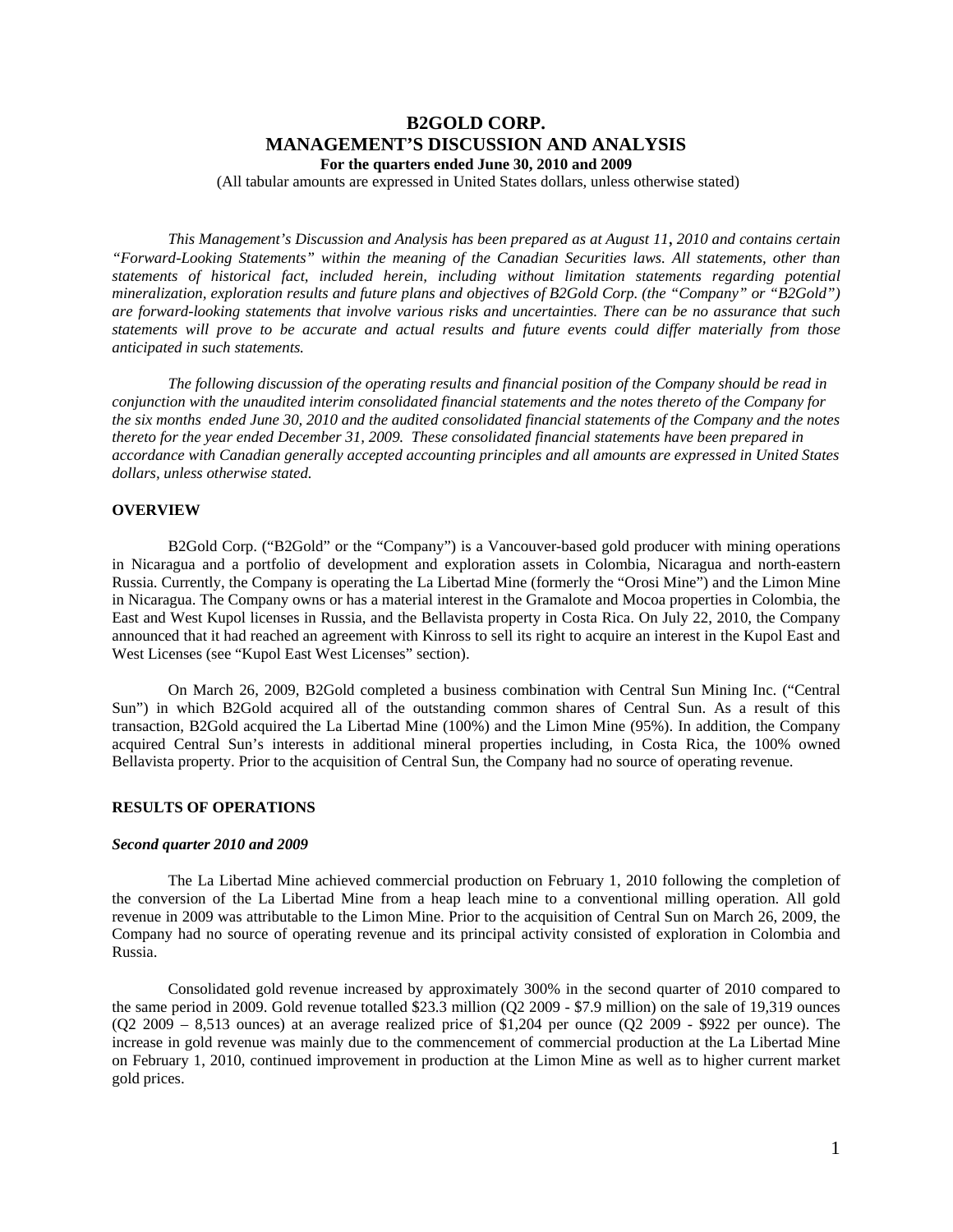# B2GOLD CORP.
# MANAGEMENT'S DISCUSSION AND ANALYSIS
### For the quarters ended June 30, 2010 and 2009

(All tabular amounts are expressed in United States dollars, unless otherwise stated)

*This Management's Discussion and Analysis has been prepared as at August 11, 2010 and contains certain "Forward-Looking Statements" within the meaning of the Canadian Securities laws. All statements, other than statements of historical fact, included herein, including without limitation statements regarding potential mineralization, exploration results and future plans and objectives of B2Gold Corp. (the "Company" or "B2Gold") are forward-looking statements that involve various risks and uncertainties. There can be no assurance that such statements will prove to be accurate and actual results and future events could differ materially from those anticipated in such statements.*

*The following discussion of the operating results and financial position of the Company should be read in conjunction with the unaudited interim consolidated financial statements and the notes thereto of the Company for the six months ended June 30, 2010 and the audited consolidated financial statements of the Company and the notes thereto for the year ended December 31, 2009. These consolidated financial statements have been prepared in accordance with Canadian generally accepted accounting principles and all amounts are expressed in United States dollars, unless otherwise stated.*

## OVERVIEW

B2Gold Corp. ("B2Gold" or the "Company") is a Vancouver-based gold producer with mining operations in Nicaragua and a portfolio of development and exploration assets in Colombia, Nicaragua and north-eastern Russia. Currently, the Company is operating the La Libertad Mine (formerly the "Orosi Mine") and the Limon Mine in Nicaragua. The Company owns or has a material interest in the Gramalote and Mocoa properties in Colombia, the East and West Kupol licenses in Russia, and the Bellavista property in Costa Rica. On July 22, 2010, the Company announced that it had reached an agreement with Kinross to sell its right to acquire an interest in the Kupol East and West Licenses (see "Kupol East West Licenses" section).

On March 26, 2009, B2Gold completed a business combination with Central Sun Mining Inc. ("Central Sun") in which B2Gold acquired all of the outstanding common shares of Central Sun. As a result of this transaction, B2Gold acquired the La Libertad Mine (100%) and the Limon Mine (95%). In addition, the Company acquired Central Sun's interests in additional mineral properties including, in Costa Rica, the 100% owned Bellavista property. Prior to the acquisition of Central Sun, the Company had no source of operating revenue.

## RESULTS OF OPERATIONS

### *Second quarter 2010 and 2009*

The La Libertad Mine achieved commercial production on February 1, 2010 following the completion of the conversion of the La Libertad Mine from a heap leach mine to a conventional milling operation. All gold revenue in 2009 was attributable to the Limon Mine. Prior to the acquisition of Central Sun on March 26, 2009, the Company had no source of operating revenue and its principal activity consisted of exploration in Colombia and Russia.

Consolidated gold revenue increased by approximately 300% in the second quarter of 2010 compared to the same period in 2009. Gold revenue totalled $23.3 million (Q2 2009 - $7.9 million) on the sale of 19,319 ounces (Q2 2009 – 8,513 ounces) at an average realized price of $1,204 per ounce (Q2 2009 - $922 per ounce). The increase in gold revenue was mainly due to the commencement of commercial production at the La Libertad Mine on February 1, 2010, continued improvement in production at the Limon Mine as well as to higher current market gold prices.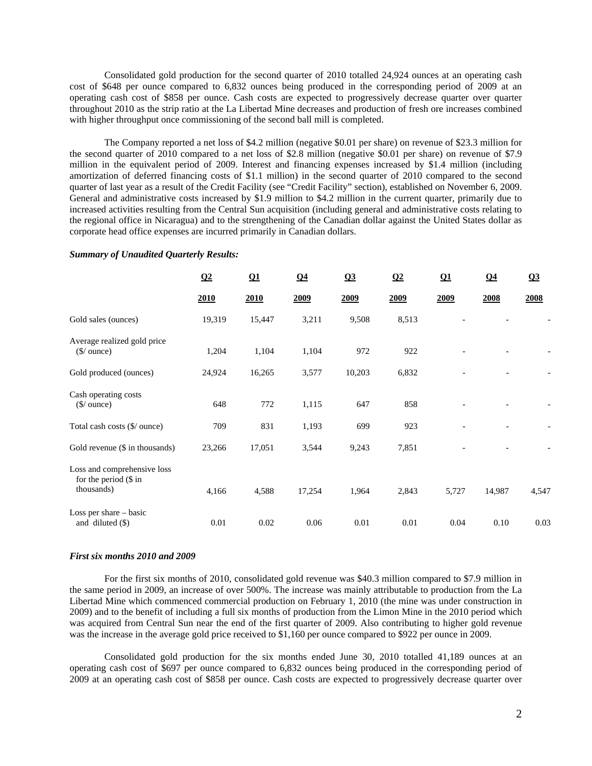Consolidated gold production for the second quarter of 2010 totalled 24,924 ounces at an operating cash cost of $648 per ounce compared to 6,832 ounces being produced in the corresponding period of 2009 at an operating cash cost of $858 per ounce. Cash costs are expected to progressively decrease quarter over quarter throughout 2010 as the strip ratio at the La Libertad Mine decreases and production of fresh ore increases combined with higher throughput once commissioning of the second ball mill is completed.

The Company reported a net loss of $4.2 million (negative $0.01 per share) on revenue of $23.3 million for the second quarter of 2010 compared to a net loss of $2.8 million (negative $0.01 per share) on revenue of $7.9 million in the equivalent period of 2009. Interest and financing expenses increased by $1.4 million (including amortization of deferred financing costs of $1.1 million) in the second quarter of 2010 compared to the second quarter of last year as a result of the Credit Facility (see "Credit Facility" section), established on November 6, 2009. General and administrative costs increased by $1.9 million to $4.2 million in the current quarter, primarily due to increased activities resulting from the Central Sun acquisition (including general and administrative costs relating to the regional office in Nicaragua) and to the strengthening of the Canadian dollar against the United States dollar as corporate head office expenses are incurred primarily in Canadian dollars.

***Summary of Unaudited Quarterly Results:***

| | Q2 2010 | Q1 2010 | Q4 2009 | Q3 2009 | Q2 2009 | Q1 2009 | Q4 2008 | Q3 2008 |
|---|---|---|---|---|---|---|---|---|
| Gold sales (ounces) | 19,319 | 15,447 | 3,211 | 9,508 | 8,513 | - | - | - |
| Average realized gold price ($/ ounce) | 1,204 | 1,104 | 1,104 | 972 | 922 | - | - | - |
| Gold produced (ounces) | 24,924 | 16,265 | 3,577 | 10,203 | 6,832 | - | - | - |
| Cash operating costs ($/ ounce) | 648 | 772 | 1,115 | 647 | 858 | - | - | - |
| Total cash costs ($/ ounce) | 709 | 831 | 1,193 | 699 | 923 | - | - | - |
| Gold revenue ($ in thousands) | 23,266 | 17,051 | 3,544 | 9,243 | 7,851 | - | - | - |
| Loss and comprehensive loss for the period ($ in thousands) | 4,166 | 4,588 | 17,254 | 1,964 | 2,843 | 5,727 | 14,987 | 4,547 |
| Loss per share – basic and diluted ($) | 0.01 | 0.02 | 0.06 | 0.01 | 0.01 | 0.04 | 0.10 | 0.03 |

***First six months 2010 and 2009***

For the first six months of 2010, consolidated gold revenue was $40.3 million compared to $7.9 million in the same period in 2009, an increase of over 500%. The increase was mainly attributable to production from the La Libertad Mine which commenced commercial production on February 1, 2010 (the mine was under construction in 2009) and to the benefit of including a full six months of production from the Limon Mine in the 2010 period which was acquired from Central Sun near the end of the first quarter of 2009. Also contributing to higher gold revenue was the increase in the average gold price received to $1,160 per ounce compared to $922 per ounce in 2009.

Consolidated gold production for the six months ended June 30, 2010 totalled 41,189 ounces at an operating cash cost of $697 per ounce compared to 6,832 ounces being produced in the corresponding period of 2009 at an operating cash cost of $858 per ounce. Cash costs are expected to progressively decrease quarter over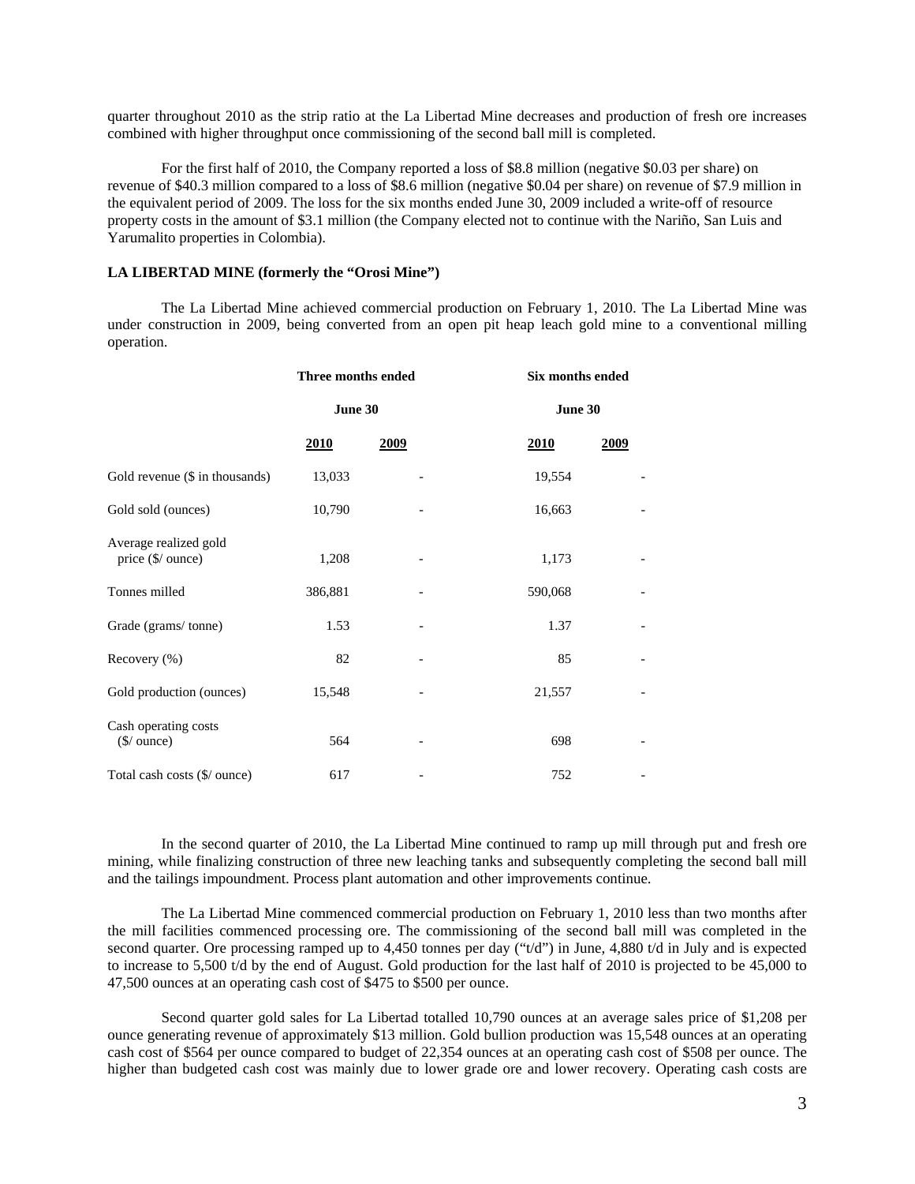quarter throughout 2010 as the strip ratio at the La Libertad Mine decreases and production of fresh ore increases combined with higher throughput once commissioning of the second ball mill is completed.

For the first half of 2010, the Company reported a loss of $8.8 million (negative $0.03 per share) on revenue of $40.3 million compared to a loss of $8.6 million (negative $0.04 per share) on revenue of $7.9 million in the equivalent period of 2009. The loss for the six months ended June 30, 2009 included a write-off of resource property costs in the amount of $3.1 million (the Company elected not to continue with the Nariño, San Luis and Yarumalito properties in Colombia).

**LA LIBERTAD MINE (formerly the "Orosi Mine")**

The La Libertad Mine achieved commercial production on February 1, 2010. The La Libertad Mine was under construction in 2009, being converted from an open pit heap leach gold mine to a conventional milling operation.

| | Three months ended June 30 | | Six months ended June 30 | |
|---|---|---|---|---|
| | **2010** | **2009** | **2010** | **2009** |
| Gold revenue ($ in thousands) | 13,033 | - | 19,554 | - |
| Gold sold (ounces) | 10,790 | - | 16,663 | - |
| Average realized gold price ($/ ounce) | 1,208 | - | 1,173 | - |
| Tonnes milled | 386,881 | - | 590,068 | - |
| Grade (grams/ tonne) | 1.53 | - | 1.37 | - |
| Recovery (%) | 82 | - | 85 | - |
| Gold production (ounces) | 15,548 | - | 21,557 | - |
| Cash operating costs ($/ ounce) | 564 | - | 698 | - |
| Total cash costs ($/ ounce) | 617 | - | 752 | - |

In the second quarter of 2010, the La Libertad Mine continued to ramp up mill through put and fresh ore mining, while finalizing construction of three new leaching tanks and subsequently completing the second ball mill and the tailings impoundment. Process plant automation and other improvements continue.

The La Libertad Mine commenced commercial production on February 1, 2010 less than two months after the mill facilities commenced processing ore. The commissioning of the second ball mill was completed in the second quarter. Ore processing ramped up to 4,450 tonnes per day ("t/d") in June, 4,880 t/d in July and is expected to increase to 5,500 t/d by the end of August. Gold production for the last half of 2010 is projected to be 45,000 to 47,500 ounces at an operating cash cost of $475 to $500 per ounce.

Second quarter gold sales for La Libertad totalled 10,790 ounces at an average sales price of $1,208 per ounce generating revenue of approximately $13 million. Gold bullion production was 15,548 ounces at an operating cash cost of $564 per ounce compared to budget of 22,354 ounces at an operating cash cost of $508 per ounce. The higher than budgeted cash cost was mainly due to lower grade ore and lower recovery. Operating cash costs are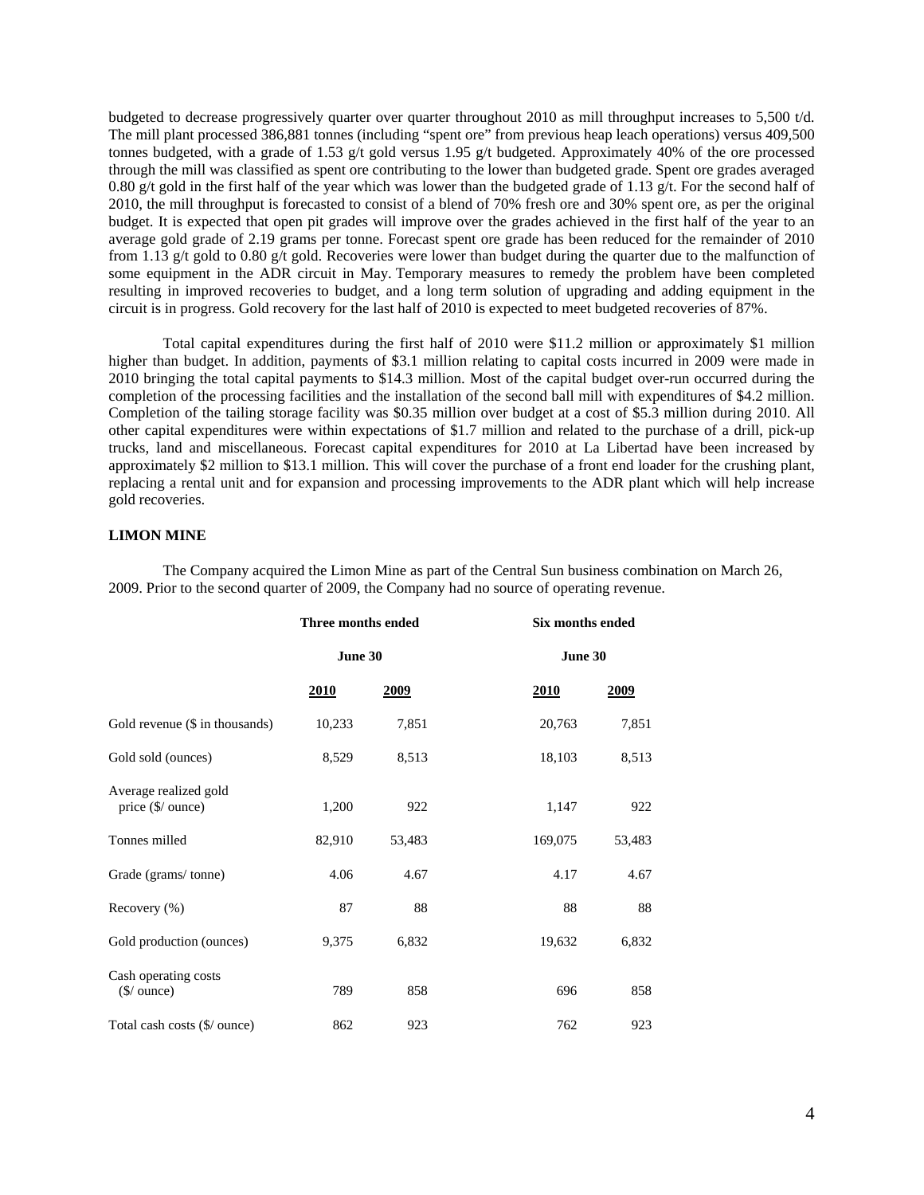budgeted to decrease progressively quarter over quarter throughout 2010 as mill throughput increases to 5,500 t/d. The mill plant processed 386,881 tonnes (including "spent ore" from previous heap leach operations) versus 409,500 tonnes budgeted, with a grade of 1.53 g/t gold versus 1.95 g/t budgeted. Approximately 40% of the ore processed through the mill was classified as spent ore contributing to the lower than budgeted grade. Spent ore grades averaged 0.80 g/t gold in the first half of the year which was lower than the budgeted grade of 1.13 g/t. For the second half of 2010, the mill throughput is forecasted to consist of a blend of 70% fresh ore and 30% spent ore, as per the original budget. It is expected that open pit grades will improve over the grades achieved in the first half of the year to an average gold grade of 2.19 grams per tonne. Forecast spent ore grade has been reduced for the remainder of 2010 from 1.13 g/t gold to 0.80 g/t gold. Recoveries were lower than budget during the quarter due to the malfunction of some equipment in the ADR circuit in May. Temporary measures to remedy the problem have been completed resulting in improved recoveries to budget, and a long term solution of upgrading and adding equipment in the circuit is in progress. Gold recovery for the last half of 2010 is expected to meet budgeted recoveries of 87%.

Total capital expenditures during the first half of 2010 were $11.2 million or approximately $1 million higher than budget. In addition, payments of $3.1 million relating to capital costs incurred in 2009 were made in 2010 bringing the total capital payments to $14.3 million. Most of the capital budget over-run occurred during the completion of the processing facilities and the installation of the second ball mill with expenditures of $4.2 million. Completion of the tailing storage facility was $0.35 million over budget at a cost of $5.3 million during 2010. All other capital expenditures were within expectations of $1.7 million and related to the purchase of a drill, pick-up trucks, land and miscellaneous. Forecast capital expenditures for 2010 at La Libertad have been increased by approximately $2 million to $13.1 million. This will cover the purchase of a front end loader for the crushing plant, replacing a rental unit and for expansion and processing improvements to the ADR plant which will help increase gold recoveries.

**LIMON MINE**

The Company acquired the Limon Mine as part of the Central Sun business combination on March 26, 2009. Prior to the second quarter of 2009, the Company had no source of operating revenue.

| | Three months ended June 30 | | Six months ended June 30 | |
|---|---|---|---|---|
| | **2010** | **2009** | **2010** | **2009** |
| Gold revenue ($ in thousands) | 10,233 | 7,851 | 20,763 | 7,851 |
| Gold sold (ounces) | 8,529 | 8,513 | 18,103 | 8,513 |
| Average realized gold price ($/ ounce) | 1,200 | 922 | 1,147 | 922 |
| Tonnes milled | 82,910 | 53,483 | 169,075 | 53,483 |
| Grade (grams/ tonne) | 4.06 | 4.67 | 4.17 | 4.67 |
| Recovery (%) | 87 | 88 | 88 | 88 |
| Gold production (ounces) | 9,375 | 6,832 | 19,632 | 6,832 |
| Cash operating costs ($/ ounce) | 789 | 858 | 696 | 858 |
| Total cash costs ($/ ounce) | 862 | 923 | 762 | 923 |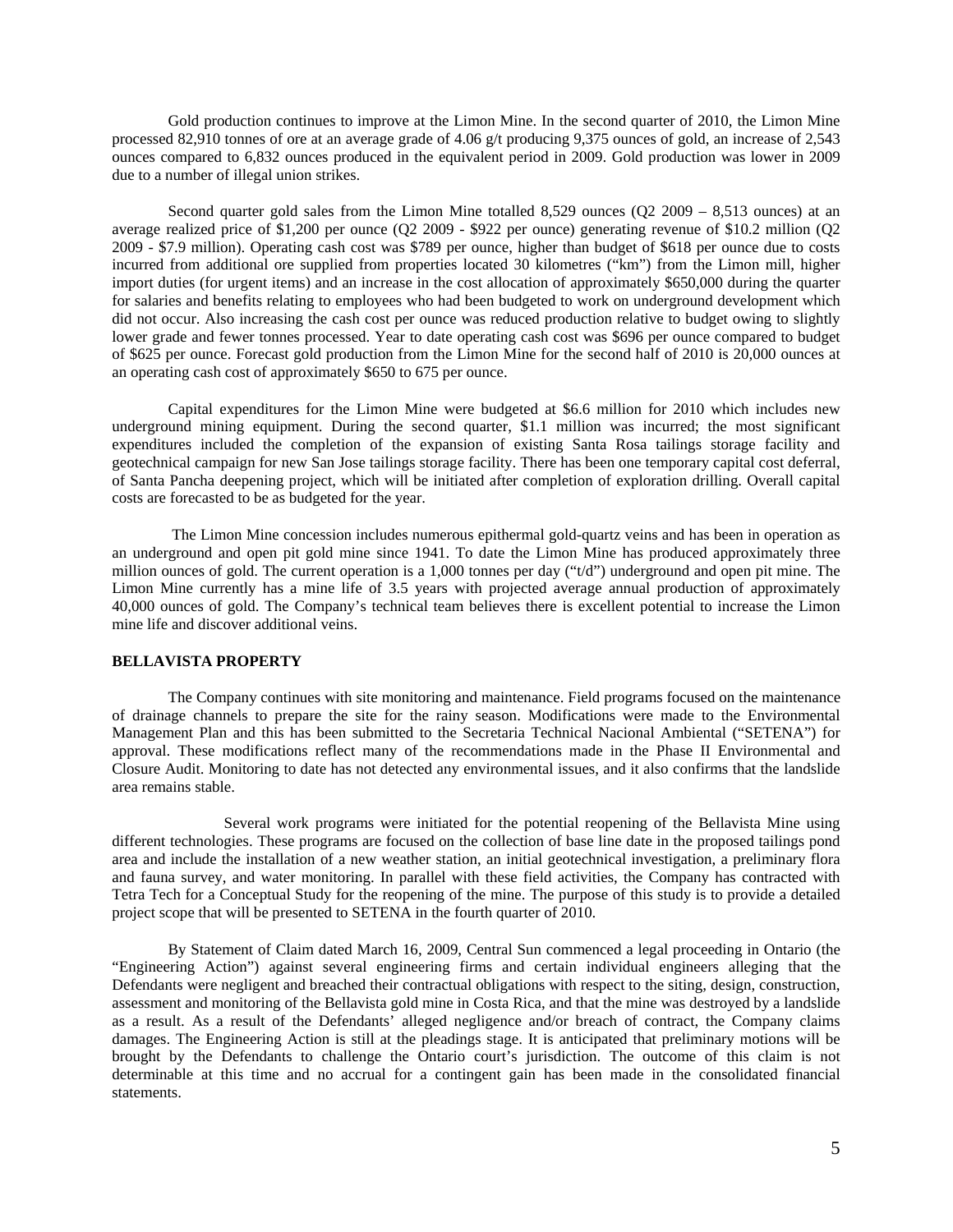Gold production continues to improve at the Limon Mine. In the second quarter of 2010, the Limon Mine processed 82,910 tonnes of ore at an average grade of 4.06 g/t producing 9,375 ounces of gold, an increase of 2,543 ounces compared to 6,832 ounces produced in the equivalent period in 2009. Gold production was lower in 2009 due to a number of illegal union strikes.

Second quarter gold sales from the Limon Mine totalled 8,529 ounces (Q2 2009 – 8,513 ounces) at an average realized price of $1,200 per ounce (Q2 2009 - $922 per ounce) generating revenue of $10.2 million (Q2 2009 - $7.9 million). Operating cash cost was $789 per ounce, higher than budget of $618 per ounce due to costs incurred from additional ore supplied from properties located 30 kilometres ("km") from the Limon mill, higher import duties (for urgent items) and an increase in the cost allocation of approximately $650,000 during the quarter for salaries and benefits relating to employees who had been budgeted to work on underground development which did not occur. Also increasing the cash cost per ounce was reduced production relative to budget owing to slightly lower grade and fewer tonnes processed. Year to date operating cash cost was $696 per ounce compared to budget of $625 per ounce. Forecast gold production from the Limon Mine for the second half of 2010 is 20,000 ounces at an operating cash cost of approximately $650 to 675 per ounce.

Capital expenditures for the Limon Mine were budgeted at $6.6 million for 2010 which includes new underground mining equipment. During the second quarter, $1.1 million was incurred; the most significant expenditures included the completion of the expansion of existing Santa Rosa tailings storage facility and geotechnical campaign for new San Jose tailings storage facility. There has been one temporary capital cost deferral, of Santa Pancha deepening project, which will be initiated after completion of exploration drilling. Overall capital costs are forecasted to be as budgeted for the year.

The Limon Mine concession includes numerous epithermal gold-quartz veins and has been in operation as an underground and open pit gold mine since 1941. To date the Limon Mine has produced approximately three million ounces of gold. The current operation is a 1,000 tonnes per day ("t/d") underground and open pit mine. The Limon Mine currently has a mine life of 3.5 years with projected average annual production of approximately 40,000 ounces of gold. The Company's technical team believes there is excellent potential to increase the Limon mine life and discover additional veins.

**BELLAVISTA PROPERTY**

The Company continues with site monitoring and maintenance. Field programs focused on the maintenance of drainage channels to prepare the site for the rainy season. Modifications were made to the Environmental Management Plan and this has been submitted to the Secretaria Technical Nacional Ambiental ("SETENA") for approval. These modifications reflect many of the recommendations made in the Phase II Environmental and Closure Audit. Monitoring to date has not detected any environmental issues, and it also confirms that the landslide area remains stable.

Several work programs were initiated for the potential reopening of the Bellavista Mine using different technologies. These programs are focused on the collection of base line date in the proposed tailings pond area and include the installation of a new weather station, an initial geotechnical investigation, a preliminary flora and fauna survey, and water monitoring. In parallel with these field activities, the Company has contracted with Tetra Tech for a Conceptual Study for the reopening of the mine. The purpose of this study is to provide a detailed project scope that will be presented to SETENA in the fourth quarter of 2010.

By Statement of Claim dated March 16, 2009, Central Sun commenced a legal proceeding in Ontario (the "Engineering Action") against several engineering firms and certain individual engineers alleging that the Defendants were negligent and breached their contractual obligations with respect to the siting, design, construction, assessment and monitoring of the Bellavista gold mine in Costa Rica, and that the mine was destroyed by a landslide as a result. As a result of the Defendants' alleged negligence and/or breach of contract, the Company claims damages. The Engineering Action is still at the pleadings stage. It is anticipated that preliminary motions will be brought by the Defendants to challenge the Ontario court's jurisdiction. The outcome of this claim is not determinable at this time and no accrual for a contingent gain has been made in the consolidated financial statements.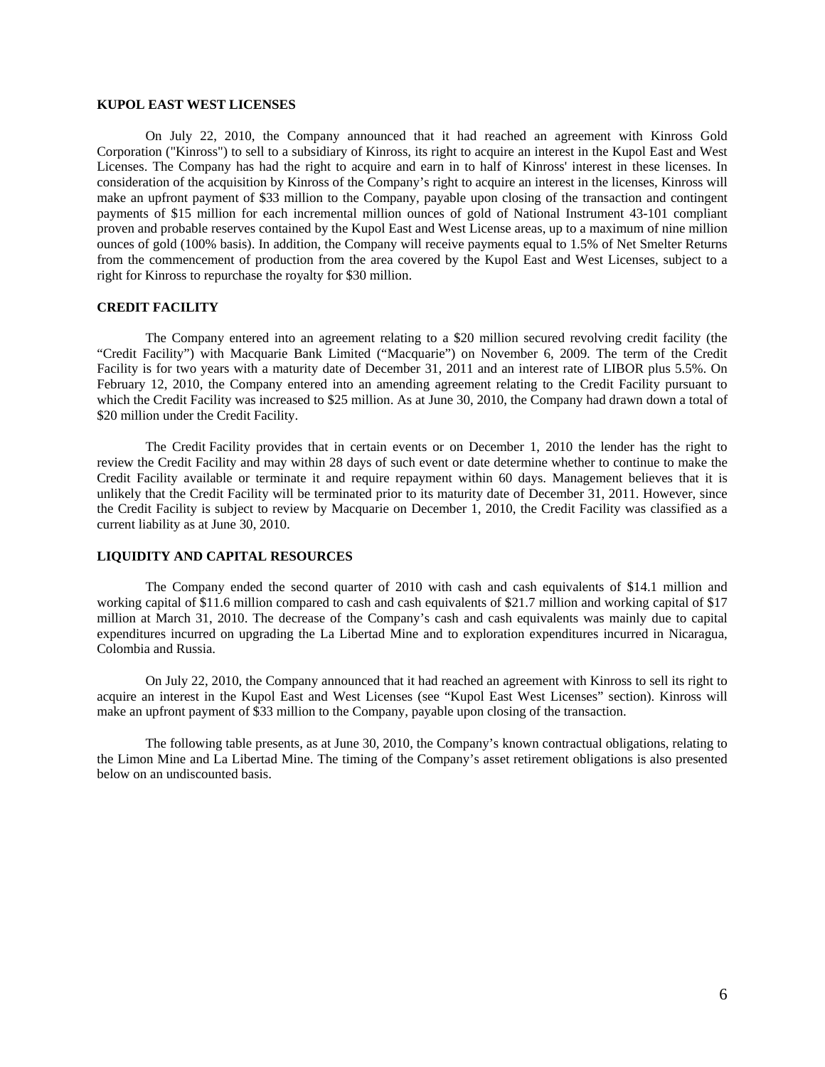## KUPOL EAST WEST LICENSES

On July 22, 2010, the Company announced that it had reached an agreement with Kinross Gold Corporation ("Kinross") to sell to a subsidiary of Kinross, its right to acquire an interest in the Kupol East and West Licenses. The Company has had the right to acquire and earn in to half of Kinross' interest in these licenses. In consideration of the acquisition by Kinross of the Company's right to acquire an interest in the licenses, Kinross will make an upfront payment of $33 million to the Company, payable upon closing of the transaction and contingent payments of $15 million for each incremental million ounces of gold of National Instrument 43-101 compliant proven and probable reserves contained by the Kupol East and West License areas, up to a maximum of nine million ounces of gold (100% basis). In addition, the Company will receive payments equal to 1.5% of Net Smelter Returns from the commencement of production from the area covered by the Kupol East and West Licenses, subject to a right for Kinross to repurchase the royalty for $30 million.

## CREDIT FACILITY

The Company entered into an agreement relating to a $20 million secured revolving credit facility (the "Credit Facility") with Macquarie Bank Limited ("Macquarie") on November 6, 2009. The term of the Credit Facility is for two years with a maturity date of December 31, 2011 and an interest rate of LIBOR plus 5.5%. On February 12, 2010, the Company entered into an amending agreement relating to the Credit Facility pursuant to which the Credit Facility was increased to $25 million. As at June 30, 2010, the Company had drawn down a total of $20 million under the Credit Facility.

The Credit Facility provides that in certain events or on December 1, 2010 the lender has the right to review the Credit Facility and may within 28 days of such event or date determine whether to continue to make the Credit Facility available or terminate it and require repayment within 60 days. Management believes that it is unlikely that the Credit Facility will be terminated prior to its maturity date of December 31, 2011. However, since the Credit Facility is subject to review by Macquarie on December 1, 2010, the Credit Facility was classified as a current liability as at June 30, 2010.

## LIQUIDITY AND CAPITAL RESOURCES

The Company ended the second quarter of 2010 with cash and cash equivalents of $14.1 million and working capital of $11.6 million compared to cash and cash equivalents of $21.7 million and working capital of $17 million at March 31, 2010. The decrease of the Company's cash and cash equivalents was mainly due to capital expenditures incurred on upgrading the La Libertad Mine and to exploration expenditures incurred in Nicaragua, Colombia and Russia.

On July 22, 2010, the Company announced that it had reached an agreement with Kinross to sell its right to acquire an interest in the Kupol East and West Licenses (see "Kupol East West Licenses" section). Kinross will make an upfront payment of $33 million to the Company, payable upon closing of the transaction.

The following table presents, as at June 30, 2010, the Company's known contractual obligations, relating to the Limon Mine and La Libertad Mine. The timing of the Company's asset retirement obligations is also presented below on an undiscounted basis.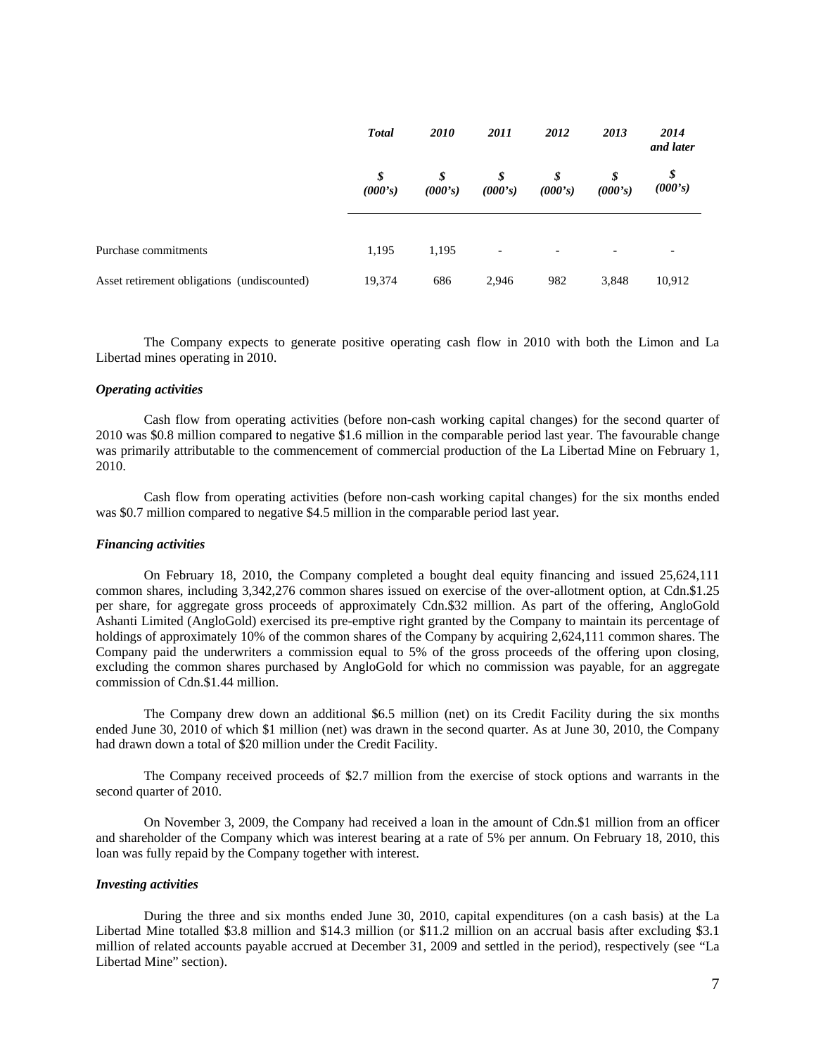| | *Total* | *2010* | *2011* | *2012* | *2013* | *2014 and later* |
|---|---|---|---|---|---|---|
| | *$ (000's)* | *$ (000's)* | *$ (000's)* | *$ (000's)* | *$ (000's)* | *$ (000's)* |
| Purchase commitments | 1,195 | 1,195 | - | - | - | - |
| Asset retirement obligations (undiscounted) | 19,374 | 686 | 2,946 | 982 | 3,848 | 10,912 |

The Company expects to generate positive operating cash flow in 2010 with both the Limon and La Libertad mines operating in 2010.

***Operating activities***

Cash flow from operating activities (before non-cash working capital changes) for the second quarter of 2010 was $0.8 million compared to negative $1.6 million in the comparable period last year. The favourable change was primarily attributable to the commencement of commercial production of the La Libertad Mine on February 1, 2010.

Cash flow from operating activities (before non-cash working capital changes) for the six months ended was $0.7 million compared to negative $4.5 million in the comparable period last year.

***Financing activities***

On February 18, 2010, the Company completed a bought deal equity financing and issued 25,624,111 common shares, including 3,342,276 common shares issued on exercise of the over-allotment option, at Cdn.$1.25 per share, for aggregate gross proceeds of approximately Cdn.$32 million. As part of the offering, AngloGold Ashanti Limited (AngloGold) exercised its pre-emptive right granted by the Company to maintain its percentage of holdings of approximately 10% of the common shares of the Company by acquiring 2,624,111 common shares. The Company paid the underwriters a commission equal to 5% of the gross proceeds of the offering upon closing, excluding the common shares purchased by AngloGold for which no commission was payable, for an aggregate commission of Cdn.$1.44 million.

The Company drew down an additional $6.5 million (net) on its Credit Facility during the six months ended June 30, 2010 of which $1 million (net) was drawn in the second quarter. As at June 30, 2010, the Company had drawn down a total of $20 million under the Credit Facility.

The Company received proceeds of $2.7 million from the exercise of stock options and warrants in the second quarter of 2010.

On November 3, 2009, the Company had received a loan in the amount of Cdn.$1 million from an officer and shareholder of the Company which was interest bearing at a rate of 5% per annum. On February 18, 2010, this loan was fully repaid by the Company together with interest.

***Investing activities***

During the three and six months ended June 30, 2010, capital expenditures (on a cash basis) at the La Libertad Mine totalled $3.8 million and $14.3 million (or $11.2 million on an accrual basis after excluding $3.1 million of related accounts payable accrued at December 31, 2009 and settled in the period), respectively (see "La Libertad Mine" section).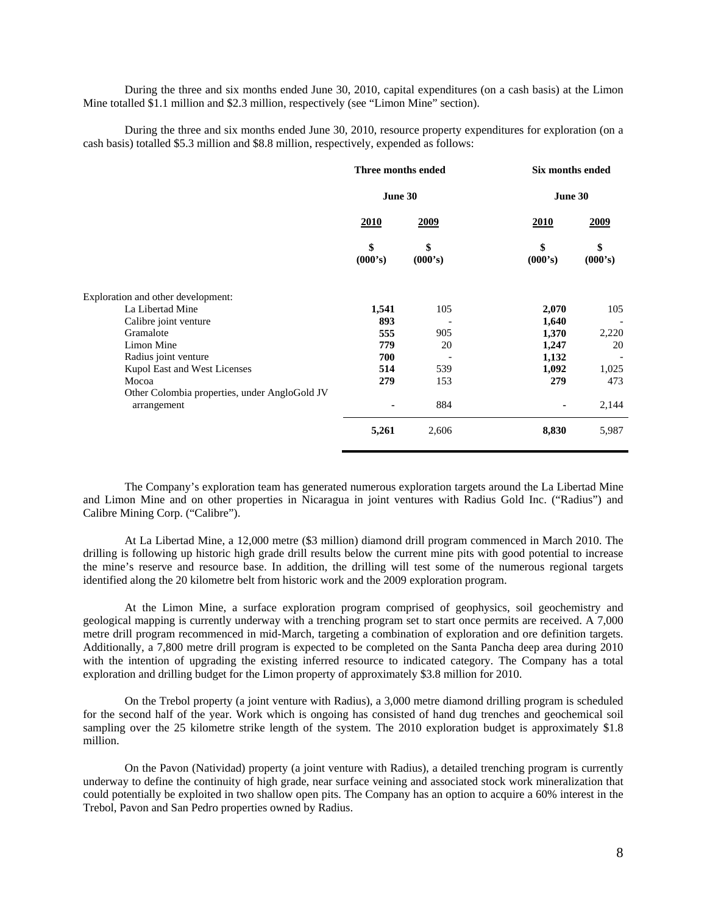During the three and six months ended June 30, 2010, capital expenditures (on a cash basis) at the Limon Mine totalled \$1.1 million and \$2.3 million, respectively (see "Limon Mine" section).

During the three and six months ended June 30, 2010, resource property expenditures for exploration (on a cash basis) totalled \$5.3 million and \$8.8 million, respectively, expended as follows:

| | Three months ended June 30 | | Six months ended June 30 | |
|---|---|---|---|---|
| | **2010** | **2009** | **2010** | **2009** |
| | **\$ (000's)** | **\$ (000's)** | **\$ (000's)** | **\$ (000's)** |
| Exploration and other development: | | | | |
| La Libertad Mine | **1,541** | 105 | **2,070** | 105 |
| Calibre joint venture | **893** | - | **1,640** | - |
| Gramalote | **555** | 905 | **1,370** | 2,220 |
| Limon Mine | **779** | 20 | **1,247** | 20 |
| Radius joint venture | **700** | - | **1,132** | - |
| Kupol East and West Licenses | **514** | 539 | **1,092** | 1,025 |
| Mocoa | **279** | 153 | **279** | 473 |
| Other Colombia properties, under AngloGold JV arrangement | **-** | 884 | **-** | 2,144 |
| | **5,261** | 2,606 | **8,830** | 5,987 |

The Company's exploration team has generated numerous exploration targets around the La Libertad Mine and Limon Mine and on other properties in Nicaragua in joint ventures with Radius Gold Inc. ("Radius") and Calibre Mining Corp. ("Calibre").

At La Libertad Mine, a 12,000 metre (\$3 million) diamond drill program commenced in March 2010. The drilling is following up historic high grade drill results below the current mine pits with good potential to increase the mine's reserve and resource base. In addition, the drilling will test some of the numerous regional targets identified along the 20 kilometre belt from historic work and the 2009 exploration program.

At the Limon Mine, a surface exploration program comprised of geophysics, soil geochemistry and geological mapping is currently underway with a trenching program set to start once permits are received. A 7,000 metre drill program recommenced in mid-March, targeting a combination of exploration and ore definition targets. Additionally, a 7,800 metre drill program is expected to be completed on the Santa Pancha deep area during 2010 with the intention of upgrading the existing inferred resource to indicated category. The Company has a total exploration and drilling budget for the Limon property of approximately \$3.8 million for 2010.

On the Trebol property (a joint venture with Radius), a 3,000 metre diamond drilling program is scheduled for the second half of the year. Work which is ongoing has consisted of hand dug trenches and geochemical soil sampling over the 25 kilometre strike length of the system. The 2010 exploration budget is approximately \$1.8 million.

On the Pavon (Natividad) property (a joint venture with Radius), a detailed trenching program is currently underway to define the continuity of high grade, near surface veining and associated stock work mineralization that could potentially be exploited in two shallow open pits. The Company has an option to acquire a 60% interest in the Trebol, Pavon and San Pedro properties owned by Radius.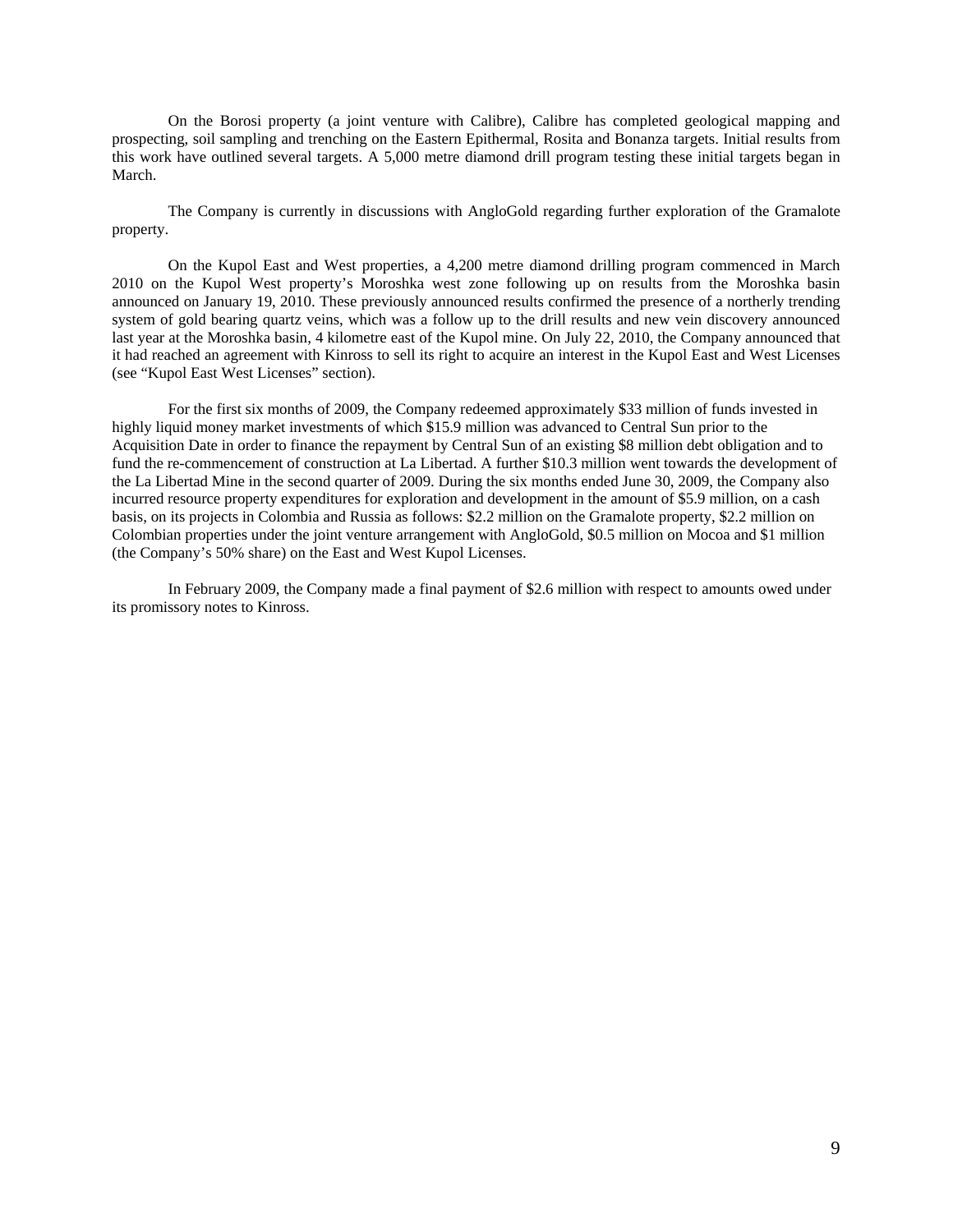On the Borosi property (a joint venture with Calibre), Calibre has completed geological mapping and prospecting, soil sampling and trenching on the Eastern Epithermal, Rosita and Bonanza targets. Initial results from this work have outlined several targets. A 5,000 metre diamond drill program testing these initial targets began in March.

The Company is currently in discussions with AngloGold regarding further exploration of the Gramalote property.

On the Kupol East and West properties, a 4,200 metre diamond drilling program commenced in March 2010 on the Kupol West property's Moroshka west zone following up on results from the Moroshka basin announced on January 19, 2010. These previously announced results confirmed the presence of a northerly trending system of gold bearing quartz veins, which was a follow up to the drill results and new vein discovery announced last year at the Moroshka basin, 4 kilometre east of the Kupol mine. On July 22, 2010, the Company announced that it had reached an agreement with Kinross to sell its right to acquire an interest in the Kupol East and West Licenses (see "Kupol East West Licenses" section).

For the first six months of 2009, the Company redeemed approximately $33 million of funds invested in highly liquid money market investments of which $15.9 million was advanced to Central Sun prior to the Acquisition Date in order to finance the repayment by Central Sun of an existing $8 million debt obligation and to fund the re-commencement of construction at La Libertad. A further $10.3 million went towards the development of the La Libertad Mine in the second quarter of 2009. During the six months ended June 30, 2009, the Company also incurred resource property expenditures for exploration and development in the amount of $5.9 million, on a cash basis, on its projects in Colombia and Russia as follows: $2.2 million on the Gramalote property, $2.2 million on Colombian properties under the joint venture arrangement with AngloGold, $0.5 million on Mocoa and $1 million (the Company's 50% share) on the East and West Kupol Licenses.

In February 2009, the Company made a final payment of $2.6 million with respect to amounts owed under its promissory notes to Kinross.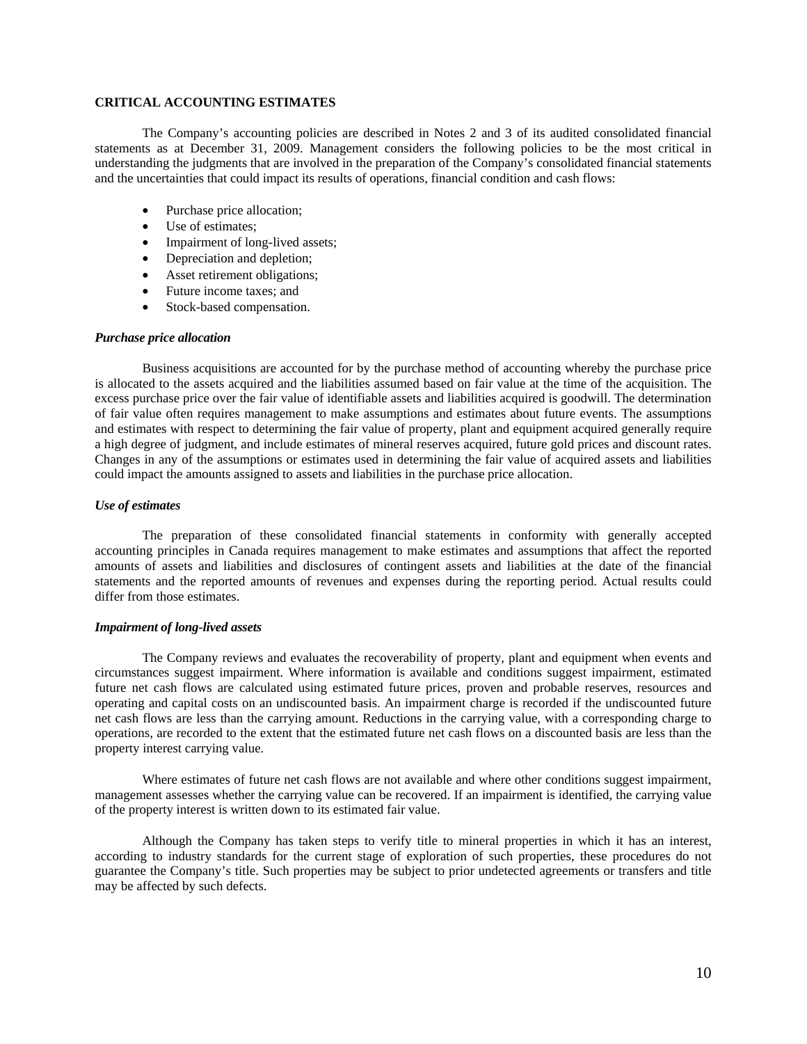## CRITICAL ACCOUNTING ESTIMATES

The Company's accounting policies are described in Notes 2 and 3 of its audited consolidated financial statements as at December 31, 2009. Management considers the following policies to be the most critical in understanding the judgments that are involved in the preparation of the Company's consolidated financial statements and the uncertainties that could impact its results of operations, financial condition and cash flows:

- Purchase price allocation;
- Use of estimates;
- Impairment of long-lived assets;
- Depreciation and depletion;
- Asset retirement obligations;
- Future income taxes; and
- Stock-based compensation.

### *Purchase price allocation*

Business acquisitions are accounted for by the purchase method of accounting whereby the purchase price is allocated to the assets acquired and the liabilities assumed based on fair value at the time of the acquisition. The excess purchase price over the fair value of identifiable assets and liabilities acquired is goodwill. The determination of fair value often requires management to make assumptions and estimates about future events. The assumptions and estimates with respect to determining the fair value of property, plant and equipment acquired generally require a high degree of judgment, and include estimates of mineral reserves acquired, future gold prices and discount rates. Changes in any of the assumptions or estimates used in determining the fair value of acquired assets and liabilities could impact the amounts assigned to assets and liabilities in the purchase price allocation.

### *Use of estimates*

The preparation of these consolidated financial statements in conformity with generally accepted accounting principles in Canada requires management to make estimates and assumptions that affect the reported amounts of assets and liabilities and disclosures of contingent assets and liabilities at the date of the financial statements and the reported amounts of revenues and expenses during the reporting period. Actual results could differ from those estimates.

### *Impairment of long-lived assets*

The Company reviews and evaluates the recoverability of property, plant and equipment when events and circumstances suggest impairment. Where information is available and conditions suggest impairment, estimated future net cash flows are calculated using estimated future prices, proven and probable reserves, resources and operating and capital costs on an undiscounted basis. An impairment charge is recorded if the undiscounted future net cash flows are less than the carrying amount. Reductions in the carrying value, with a corresponding charge to operations, are recorded to the extent that the estimated future net cash flows on a discounted basis are less than the property interest carrying value.

Where estimates of future net cash flows are not available and where other conditions suggest impairment, management assesses whether the carrying value can be recovered. If an impairment is identified, the carrying value of the property interest is written down to its estimated fair value.

Although the Company has taken steps to verify title to mineral properties in which it has an interest, according to industry standards for the current stage of exploration of such properties, these procedures do not guarantee the Company's title. Such properties may be subject to prior undetected agreements or transfers and title may be affected by such defects.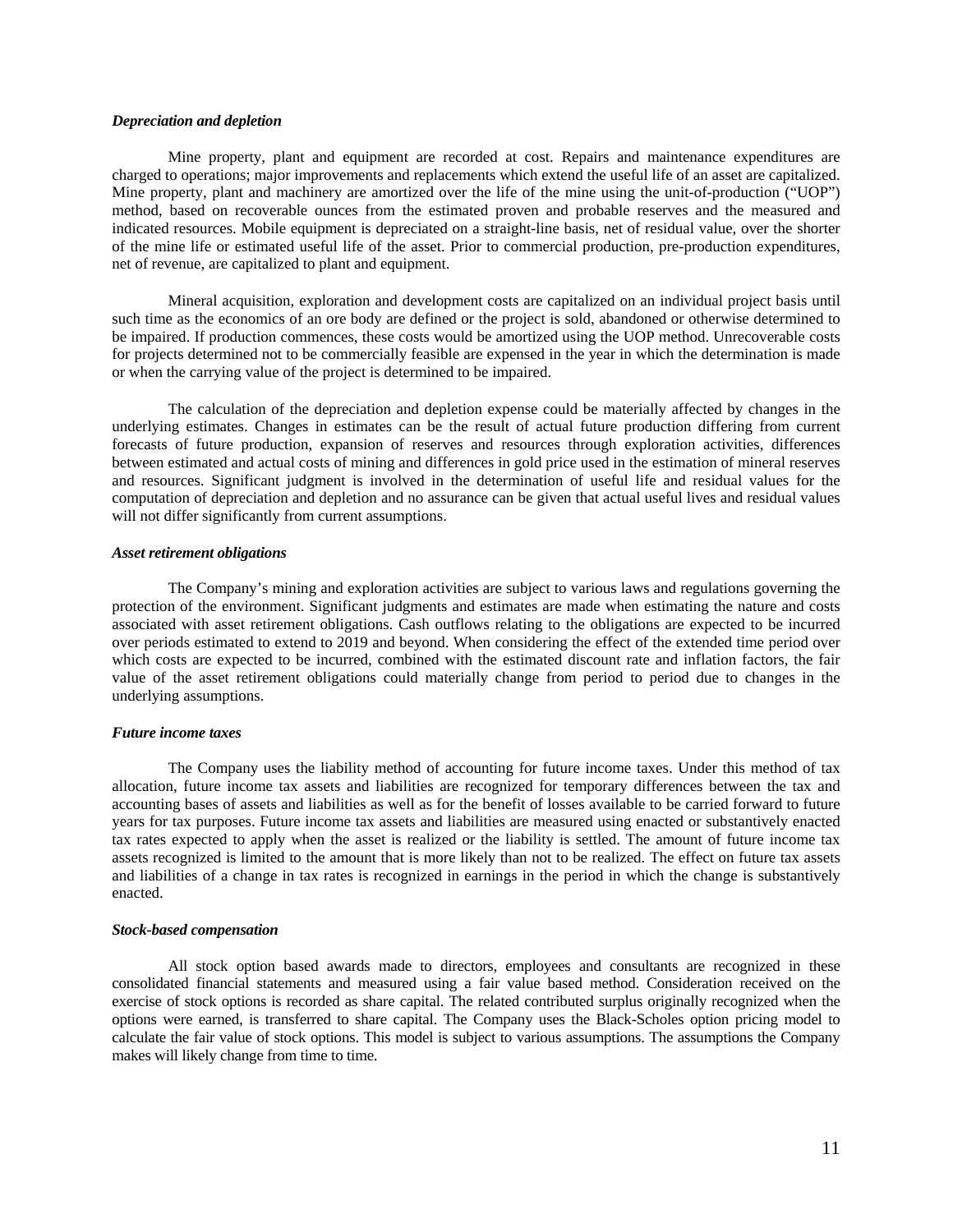***Depreciation and depletion***

Mine property, plant and equipment are recorded at cost. Repairs and maintenance expenditures are charged to operations; major improvements and replacements which extend the useful life of an asset are capitalized. Mine property, plant and machinery are amortized over the life of the mine using the unit-of-production ("UOP") method, based on recoverable ounces from the estimated proven and probable reserves and the measured and indicated resources. Mobile equipment is depreciated on a straight-line basis, net of residual value, over the shorter of the mine life or estimated useful life of the asset. Prior to commercial production, pre-production expenditures, net of revenue, are capitalized to plant and equipment.

Mineral acquisition, exploration and development costs are capitalized on an individual project basis until such time as the economics of an ore body are defined or the project is sold, abandoned or otherwise determined to be impaired. If production commences, these costs would be amortized using the UOP method. Unrecoverable costs for projects determined not to be commercially feasible are expensed in the year in which the determination is made or when the carrying value of the project is determined to be impaired.

The calculation of the depreciation and depletion expense could be materially affected by changes in the underlying estimates. Changes in estimates can be the result of actual future production differing from current forecasts of future production, expansion of reserves and resources through exploration activities, differences between estimated and actual costs of mining and differences in gold price used in the estimation of mineral reserves and resources. Significant judgment is involved in the determination of useful life and residual values for the computation of depreciation and depletion and no assurance can be given that actual useful lives and residual values will not differ significantly from current assumptions.

***Asset retirement obligations***

The Company's mining and exploration activities are subject to various laws and regulations governing the protection of the environment. Significant judgments and estimates are made when estimating the nature and costs associated with asset retirement obligations. Cash outflows relating to the obligations are expected to be incurred over periods estimated to extend to 2019 and beyond. When considering the effect of the extended time period over which costs are expected to be incurred, combined with the estimated discount rate and inflation factors, the fair value of the asset retirement obligations could materially change from period to period due to changes in the underlying assumptions.

***Future income taxes***

The Company uses the liability method of accounting for future income taxes. Under this method of tax allocation, future income tax assets and liabilities are recognized for temporary differences between the tax and accounting bases of assets and liabilities as well as for the benefit of losses available to be carried forward to future years for tax purposes. Future income tax assets and liabilities are measured using enacted or substantively enacted tax rates expected to apply when the asset is realized or the liability is settled. The amount of future income tax assets recognized is limited to the amount that is more likely than not to be realized. The effect on future tax assets and liabilities of a change in tax rates is recognized in earnings in the period in which the change is substantively enacted.

***Stock-based compensation***

All stock option based awards made to directors, employees and consultants are recognized in these consolidated financial statements and measured using a fair value based method. Consideration received on the exercise of stock options is recorded as share capital. The related contributed surplus originally recognized when the options were earned, is transferred to share capital. The Company uses the Black-Scholes option pricing model to calculate the fair value of stock options. This model is subject to various assumptions. The assumptions the Company makes will likely change from time to time.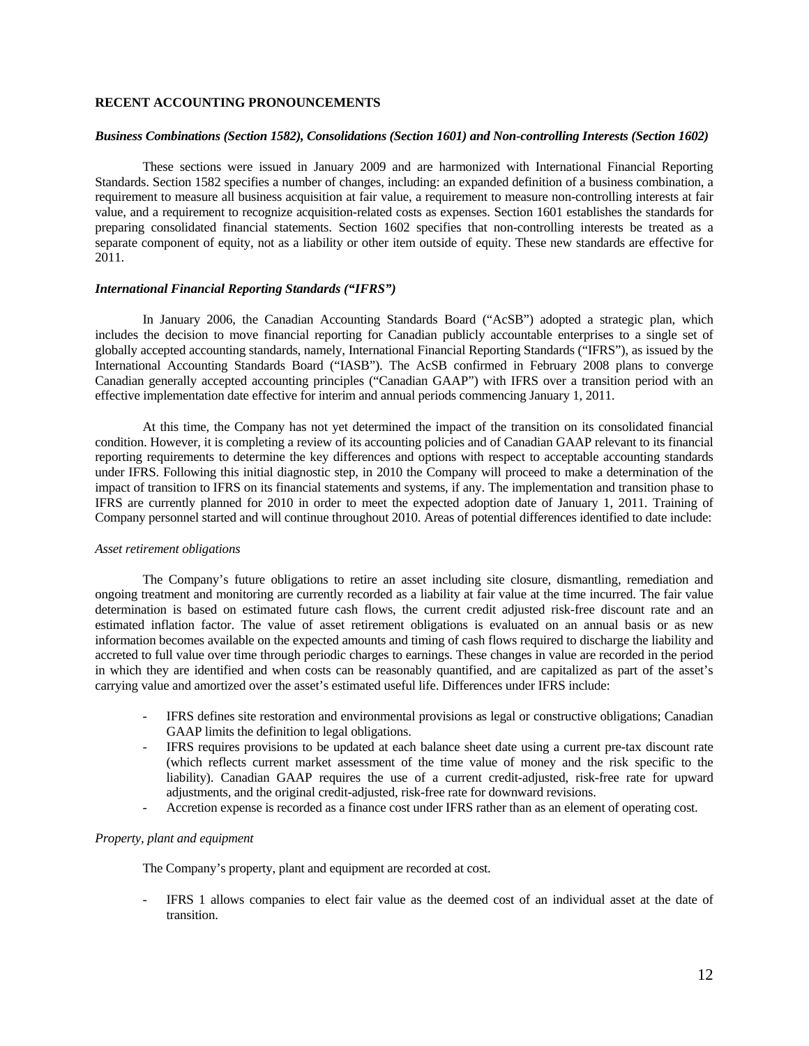## RECENT ACCOUNTING PRONOUNCEMENTS

### *Business Combinations (Section 1582), Consolidations (Section 1601) and Non-controlling Interests (Section 1602)*

These sections were issued in January 2009 and are harmonized with International Financial Reporting Standards. Section 1582 specifies a number of changes, including: an expanded definition of a business combination, a requirement to measure all business acquisition at fair value, a requirement to measure non-controlling interests at fair value, and a requirement to recognize acquisition-related costs as expenses. Section 1601 establishes the standards for preparing consolidated financial statements. Section 1602 specifies that non-controlling interests be treated as a separate component of equity, not as a liability or other item outside of equity. These new standards are effective for 2011.

### *International Financial Reporting Standards ("IFRS")*

In January 2006, the Canadian Accounting Standards Board ("AcSB") adopted a strategic plan, which includes the decision to move financial reporting for Canadian publicly accountable enterprises to a single set of globally accepted accounting standards, namely, International Financial Reporting Standards ("IFRS"), as issued by the International Accounting Standards Board ("IASB"). The AcSB confirmed in February 2008 plans to converge Canadian generally accepted accounting principles ("Canadian GAAP") with IFRS over a transition period with an effective implementation date effective for interim and annual periods commencing January 1, 2011.

At this time, the Company has not yet determined the impact of the transition on its consolidated financial condition. However, it is completing a review of its accounting policies and of Canadian GAAP relevant to its financial reporting requirements to determine the key differences and options with respect to acceptable accounting standards under IFRS. Following this initial diagnostic step, in 2010 the Company will proceed to make a determination of the impact of transition to IFRS on its financial statements and systems, if any. The implementation and transition phase to IFRS are currently planned for 2010 in order to meet the expected adoption date of January 1, 2011. Training of Company personnel started and will continue throughout 2010. Areas of potential differences identified to date include:

*Asset retirement obligations*

The Company's future obligations to retire an asset including site closure, dismantling, remediation and ongoing treatment and monitoring are currently recorded as a liability at fair value at the time incurred. The fair value determination is based on estimated future cash flows, the current credit adjusted risk-free discount rate and an estimated inflation factor. The value of asset retirement obligations is evaluated on an annual basis or as new information becomes available on the expected amounts and timing of cash flows required to discharge the liability and accreted to full value over time through periodic charges to earnings. These changes in value are recorded in the period in which they are identified and when costs can be reasonably quantified, and are capitalized as part of the asset's carrying value and amortized over the asset's estimated useful life. Differences under IFRS include:

- IFRS defines site restoration and environmental provisions as legal or constructive obligations; Canadian GAAP limits the definition to legal obligations.
- IFRS requires provisions to be updated at each balance sheet date using a current pre-tax discount rate (which reflects current market assessment of the time value of money and the risk specific to the liability). Canadian GAAP requires the use of a current credit-adjusted, risk-free rate for upward adjustments, and the original credit-adjusted, risk-free rate for downward revisions.
- Accretion expense is recorded as a finance cost under IFRS rather than as an element of operating cost.

*Property, plant and equipment*

The Company's property, plant and equipment are recorded at cost.

- IFRS 1 allows companies to elect fair value as the deemed cost of an individual asset at the date of transition.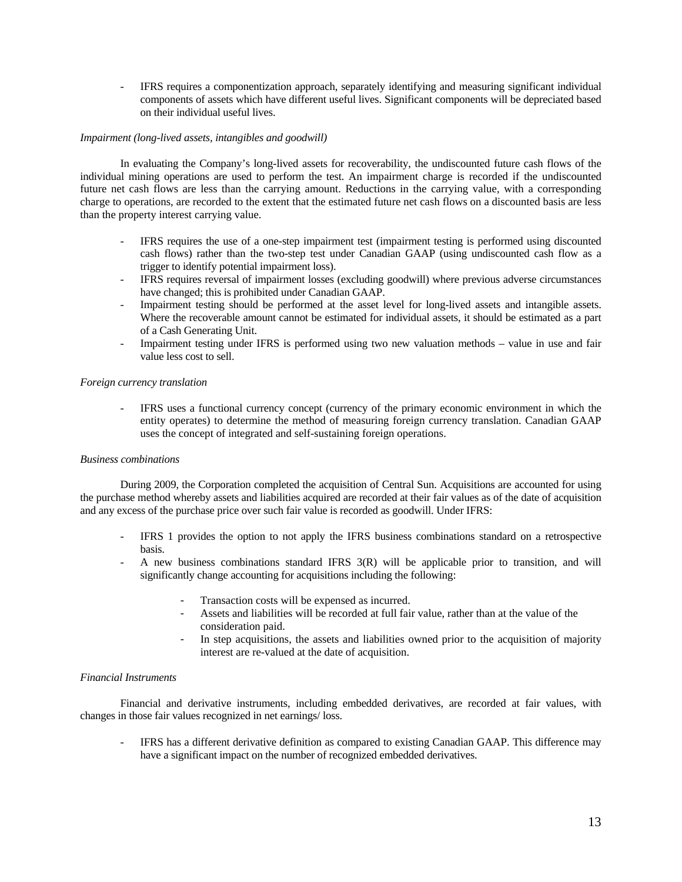- IFRS requires a componentization approach, separately identifying and measuring significant individual components of assets which have different useful lives. Significant components will be depreciated based on their individual useful lives.

*Impairment (long-lived assets, intangibles and goodwill)*

In evaluating the Company's long-lived assets for recoverability, the undiscounted future cash flows of the individual mining operations are used to perform the test. An impairment charge is recorded if the undiscounted future net cash flows are less than the carrying amount. Reductions in the carrying value, with a corresponding charge to operations, are recorded to the extent that the estimated future net cash flows on a discounted basis are less than the property interest carrying value.

- IFRS requires the use of a one-step impairment test (impairment testing is performed using discounted cash flows) rather than the two-step test under Canadian GAAP (using undiscounted cash flow as a trigger to identify potential impairment loss).
- IFRS requires reversal of impairment losses (excluding goodwill) where previous adverse circumstances have changed; this is prohibited under Canadian GAAP.
- Impairment testing should be performed at the asset level for long-lived assets and intangible assets. Where the recoverable amount cannot be estimated for individual assets, it should be estimated as a part of a Cash Generating Unit.
- Impairment testing under IFRS is performed using two new valuation methods – value in use and fair value less cost to sell.

*Foreign currency translation*

- IFRS uses a functional currency concept (currency of the primary economic environment in which the entity operates) to determine the method of measuring foreign currency translation. Canadian GAAP uses the concept of integrated and self-sustaining foreign operations.

*Business combinations*

During 2009, the Corporation completed the acquisition of Central Sun. Acquisitions are accounted for using the purchase method whereby assets and liabilities acquired are recorded at their fair values as of the date of acquisition and any excess of the purchase price over such fair value is recorded as goodwill. Under IFRS:

- IFRS 1 provides the option to not apply the IFRS business combinations standard on a retrospective basis.
- A new business combinations standard IFRS 3(R) will be applicable prior to transition, and will significantly change accounting for acquisitions including the following:
  - Transaction costs will be expensed as incurred.
  - Assets and liabilities will be recorded at full fair value, rather than at the value of the consideration paid.
  - In step acquisitions, the assets and liabilities owned prior to the acquisition of majority interest are re-valued at the date of acquisition.

*Financial Instruments*

Financial and derivative instruments, including embedded derivatives, are recorded at fair values, with changes in those fair values recognized in net earnings/ loss.

- IFRS has a different derivative definition as compared to existing Canadian GAAP. This difference may have a significant impact on the number of recognized embedded derivatives.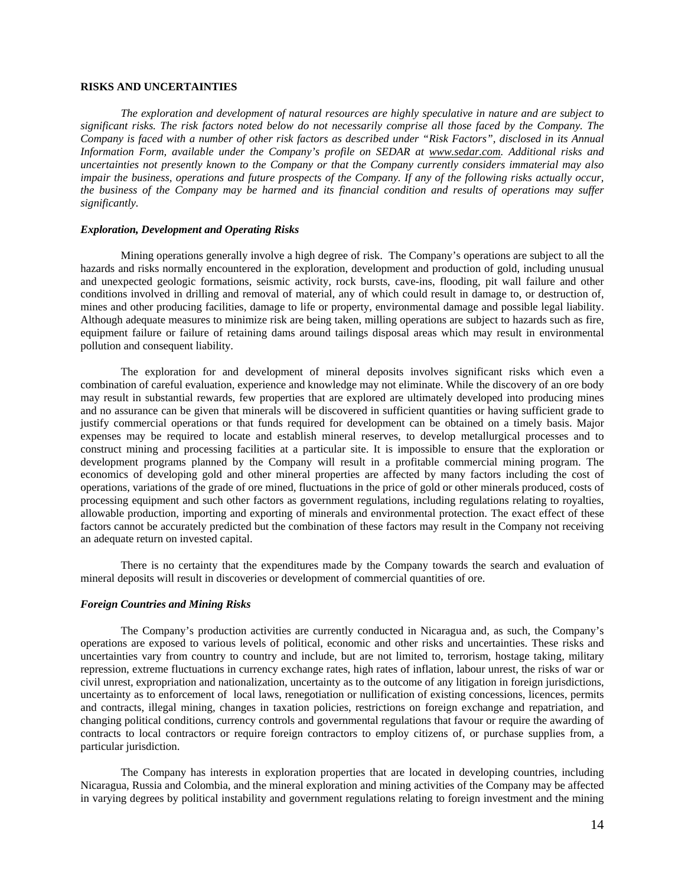## RISKS AND UNCERTAINTIES

*The exploration and development of natural resources are highly speculative in nature and are subject to significant risks. The risk factors noted below do not necessarily comprise all those faced by the Company. The Company is faced with a number of other risk factors as described under "Risk Factors", disclosed in its Annual Information Form, available under the Company's profile on SEDAR at www.sedar.com. Additional risks and uncertainties not presently known to the Company or that the Company currently considers immaterial may also impair the business, operations and future prospects of the Company. If any of the following risks actually occur, the business of the Company may be harmed and its financial condition and results of operations may suffer significantly.*

### *Exploration, Development and Operating Risks*

Mining operations generally involve a high degree of risk. The Company's operations are subject to all the hazards and risks normally encountered in the exploration, development and production of gold, including unusual and unexpected geologic formations, seismic activity, rock bursts, cave-ins, flooding, pit wall failure and other conditions involved in drilling and removal of material, any of which could result in damage to, or destruction of, mines and other producing facilities, damage to life or property, environmental damage and possible legal liability. Although adequate measures to minimize risk are being taken, milling operations are subject to hazards such as fire, equipment failure or failure of retaining dams around tailings disposal areas which may result in environmental pollution and consequent liability.

The exploration for and development of mineral deposits involves significant risks which even a combination of careful evaluation, experience and knowledge may not eliminate. While the discovery of an ore body may result in substantial rewards, few properties that are explored are ultimately developed into producing mines and no assurance can be given that minerals will be discovered in sufficient quantities or having sufficient grade to justify commercial operations or that funds required for development can be obtained on a timely basis. Major expenses may be required to locate and establish mineral reserves, to develop metallurgical processes and to construct mining and processing facilities at a particular site. It is impossible to ensure that the exploration or development programs planned by the Company will result in a profitable commercial mining program. The economics of developing gold and other mineral properties are affected by many factors including the cost of operations, variations of the grade of ore mined, fluctuations in the price of gold or other minerals produced, costs of processing equipment and such other factors as government regulations, including regulations relating to royalties, allowable production, importing and exporting of minerals and environmental protection. The exact effect of these factors cannot be accurately predicted but the combination of these factors may result in the Company not receiving an adequate return on invested capital.

There is no certainty that the expenditures made by the Company towards the search and evaluation of mineral deposits will result in discoveries or development of commercial quantities of ore.

### *Foreign Countries and Mining Risks*

The Company's production activities are currently conducted in Nicaragua and, as such, the Company's operations are exposed to various levels of political, economic and other risks and uncertainties. These risks and uncertainties vary from country to country and include, but are not limited to, terrorism, hostage taking, military repression, extreme fluctuations in currency exchange rates, high rates of inflation, labour unrest, the risks of war or civil unrest, expropriation and nationalization, uncertainty as to the outcome of any litigation in foreign jurisdictions, uncertainty as to enforcement of local laws, renegotiation or nullification of existing concessions, licences, permits and contracts, illegal mining, changes in taxation policies, restrictions on foreign exchange and repatriation, and changing political conditions, currency controls and governmental regulations that favour or require the awarding of contracts to local contractors or require foreign contractors to employ citizens of, or purchase supplies from, a particular jurisdiction.

The Company has interests in exploration properties that are located in developing countries, including Nicaragua, Russia and Colombia, and the mineral exploration and mining activities of the Company may be affected in varying degrees by political instability and government regulations relating to foreign investment and the mining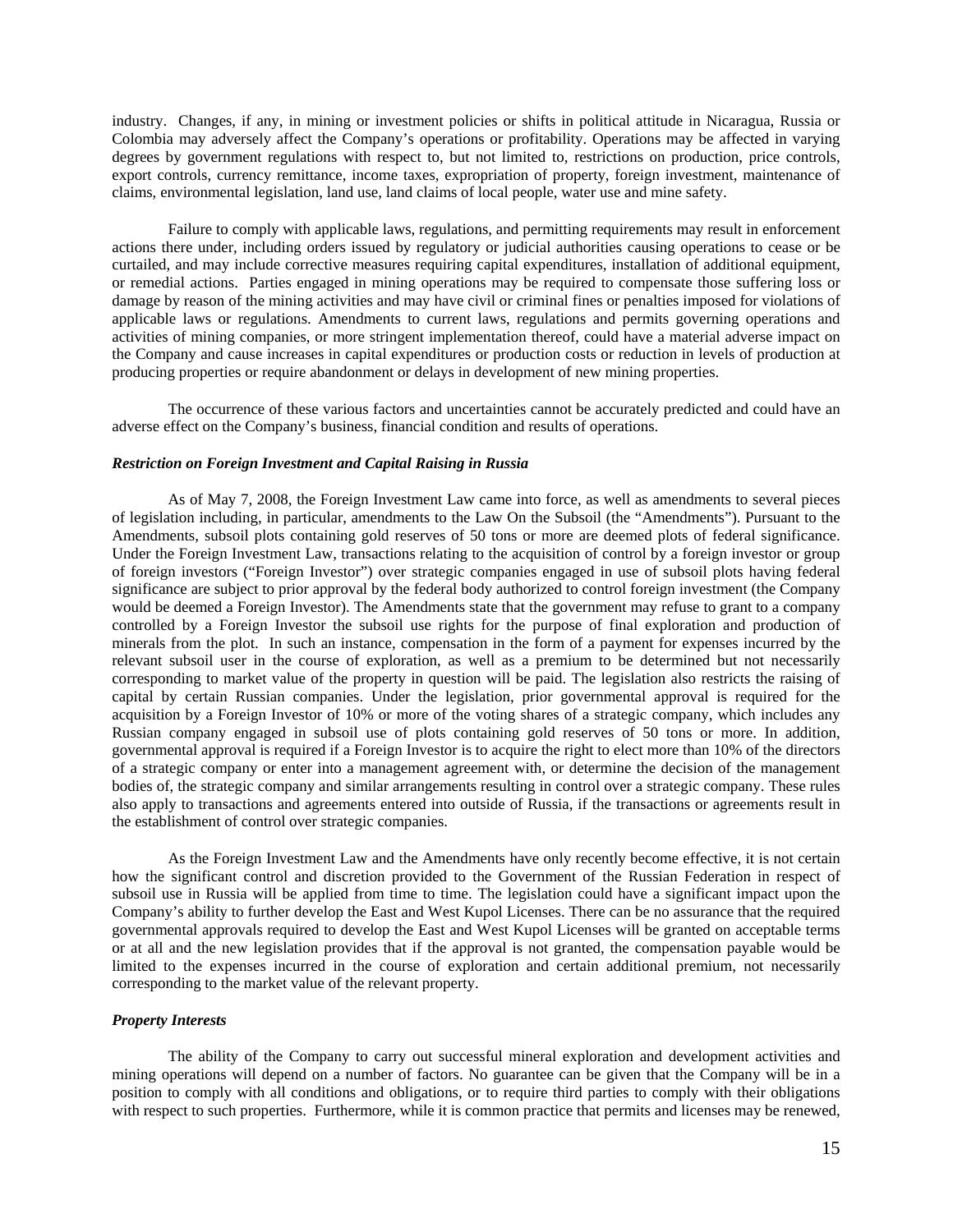industry. Changes, if any, in mining or investment policies or shifts in political attitude in Nicaragua, Russia or Colombia may adversely affect the Company's operations or profitability. Operations may be affected in varying degrees by government regulations with respect to, but not limited to, restrictions on production, price controls, export controls, currency remittance, income taxes, expropriation of property, foreign investment, maintenance of claims, environmental legislation, land use, land claims of local people, water use and mine safety.

Failure to comply with applicable laws, regulations, and permitting requirements may result in enforcement actions there under, including orders issued by regulatory or judicial authorities causing operations to cease or be curtailed, and may include corrective measures requiring capital expenditures, installation of additional equipment, or remedial actions. Parties engaged in mining operations may be required to compensate those suffering loss or damage by reason of the mining activities and may have civil or criminal fines or penalties imposed for violations of applicable laws or regulations. Amendments to current laws, regulations and permits governing operations and activities of mining companies, or more stringent implementation thereof, could have a material adverse impact on the Company and cause increases in capital expenditures or production costs or reduction in levels of production at producing properties or require abandonment or delays in development of new mining properties.

The occurrence of these various factors and uncertainties cannot be accurately predicted and could have an adverse effect on the Company's business, financial condition and results of operations.

***Restriction on Foreign Investment and Capital Raising in Russia***

As of May 7, 2008, the Foreign Investment Law came into force, as well as amendments to several pieces of legislation including, in particular, amendments to the Law On the Subsoil (the "Amendments"). Pursuant to the Amendments, subsoil plots containing gold reserves of 50 tons or more are deemed plots of federal significance. Under the Foreign Investment Law, transactions relating to the acquisition of control by a foreign investor or group of foreign investors ("Foreign Investor") over strategic companies engaged in use of subsoil plots having federal significance are subject to prior approval by the federal body authorized to control foreign investment (the Company would be deemed a Foreign Investor). The Amendments state that the government may refuse to grant to a company controlled by a Foreign Investor the subsoil use rights for the purpose of final exploration and production of minerals from the plot. In such an instance, compensation in the form of a payment for expenses incurred by the relevant subsoil user in the course of exploration, as well as a premium to be determined but not necessarily corresponding to market value of the property in question will be paid. The legislation also restricts the raising of capital by certain Russian companies. Under the legislation, prior governmental approval is required for the acquisition by a Foreign Investor of 10% or more of the voting shares of a strategic company, which includes any Russian company engaged in subsoil use of plots containing gold reserves of 50 tons or more. In addition, governmental approval is required if a Foreign Investor is to acquire the right to elect more than 10% of the directors of a strategic company or enter into a management agreement with, or determine the decision of the management bodies of, the strategic company and similar arrangements resulting in control over a strategic company. These rules also apply to transactions and agreements entered into outside of Russia, if the transactions or agreements result in the establishment of control over strategic companies.

As the Foreign Investment Law and the Amendments have only recently become effective, it is not certain how the significant control and discretion provided to the Government of the Russian Federation in respect of subsoil use in Russia will be applied from time to time. The legislation could have a significant impact upon the Company's ability to further develop the East and West Kupol Licenses. There can be no assurance that the required governmental approvals required to develop the East and West Kupol Licenses will be granted on acceptable terms or at all and the new legislation provides that if the approval is not granted, the compensation payable would be limited to the expenses incurred in the course of exploration and certain additional premium, not necessarily corresponding to the market value of the relevant property.

***Property Interests***

The ability of the Company to carry out successful mineral exploration and development activities and mining operations will depend on a number of factors. No guarantee can be given that the Company will be in a position to comply with all conditions and obligations, or to require third parties to comply with their obligations with respect to such properties. Furthermore, while it is common practice that permits and licenses may be renewed,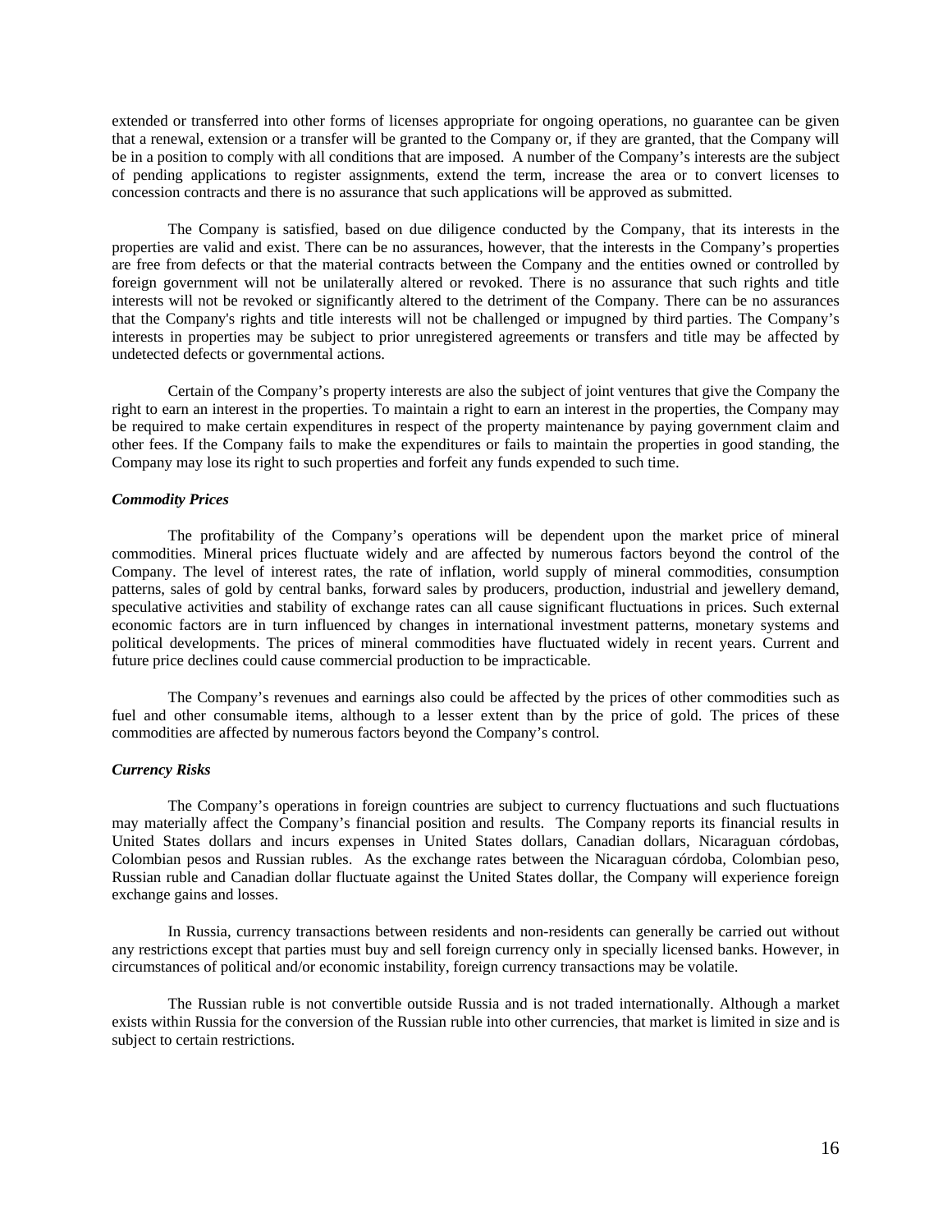extended or transferred into other forms of licenses appropriate for ongoing operations, no guarantee can be given that a renewal, extension or a transfer will be granted to the Company or, if they are granted, that the Company will be in a position to comply with all conditions that are imposed. A number of the Company's interests are the subject of pending applications to register assignments, extend the term, increase the area or to convert licenses to concession contracts and there is no assurance that such applications will be approved as submitted.

The Company is satisfied, based on due diligence conducted by the Company, that its interests in the properties are valid and exist. There can be no assurances, however, that the interests in the Company's properties are free from defects or that the material contracts between the Company and the entities owned or controlled by foreign government will not be unilaterally altered or revoked. There is no assurance that such rights and title interests will not be revoked or significantly altered to the detriment of the Company. There can be no assurances that the Company's rights and title interests will not be challenged or impugned by third parties. The Company's interests in properties may be subject to prior unregistered agreements or transfers and title may be affected by undetected defects or governmental actions.

Certain of the Company's property interests are also the subject of joint ventures that give the Company the right to earn an interest in the properties. To maintain a right to earn an interest in the properties, the Company may be required to make certain expenditures in respect of the property maintenance by paying government claim and other fees. If the Company fails to make the expenditures or fails to maintain the properties in good standing, the Company may lose its right to such properties and forfeit any funds expended to such time.

***Commodity Prices***

The profitability of the Company's operations will be dependent upon the market price of mineral commodities. Mineral prices fluctuate widely and are affected by numerous factors beyond the control of the Company. The level of interest rates, the rate of inflation, world supply of mineral commodities, consumption patterns, sales of gold by central banks, forward sales by producers, production, industrial and jewellery demand, speculative activities and stability of exchange rates can all cause significant fluctuations in prices. Such external economic factors are in turn influenced by changes in international investment patterns, monetary systems and political developments. The prices of mineral commodities have fluctuated widely in recent years. Current and future price declines could cause commercial production to be impracticable.

The Company's revenues and earnings also could be affected by the prices of other commodities such as fuel and other consumable items, although to a lesser extent than by the price of gold. The prices of these commodities are affected by numerous factors beyond the Company's control.

***Currency Risks***

The Company's operations in foreign countries are subject to currency fluctuations and such fluctuations may materially affect the Company's financial position and results. The Company reports its financial results in United States dollars and incurs expenses in United States dollars, Canadian dollars, Nicaraguan córdobas, Colombian pesos and Russian rubles. As the exchange rates between the Nicaraguan córdoba, Colombian peso, Russian ruble and Canadian dollar fluctuate against the United States dollar, the Company will experience foreign exchange gains and losses.

In Russia, currency transactions between residents and non-residents can generally be carried out without any restrictions except that parties must buy and sell foreign currency only in specially licensed banks. However, in circumstances of political and/or economic instability, foreign currency transactions may be volatile.

The Russian ruble is not convertible outside Russia and is not traded internationally. Although a market exists within Russia for the conversion of the Russian ruble into other currencies, that market is limited in size and is subject to certain restrictions.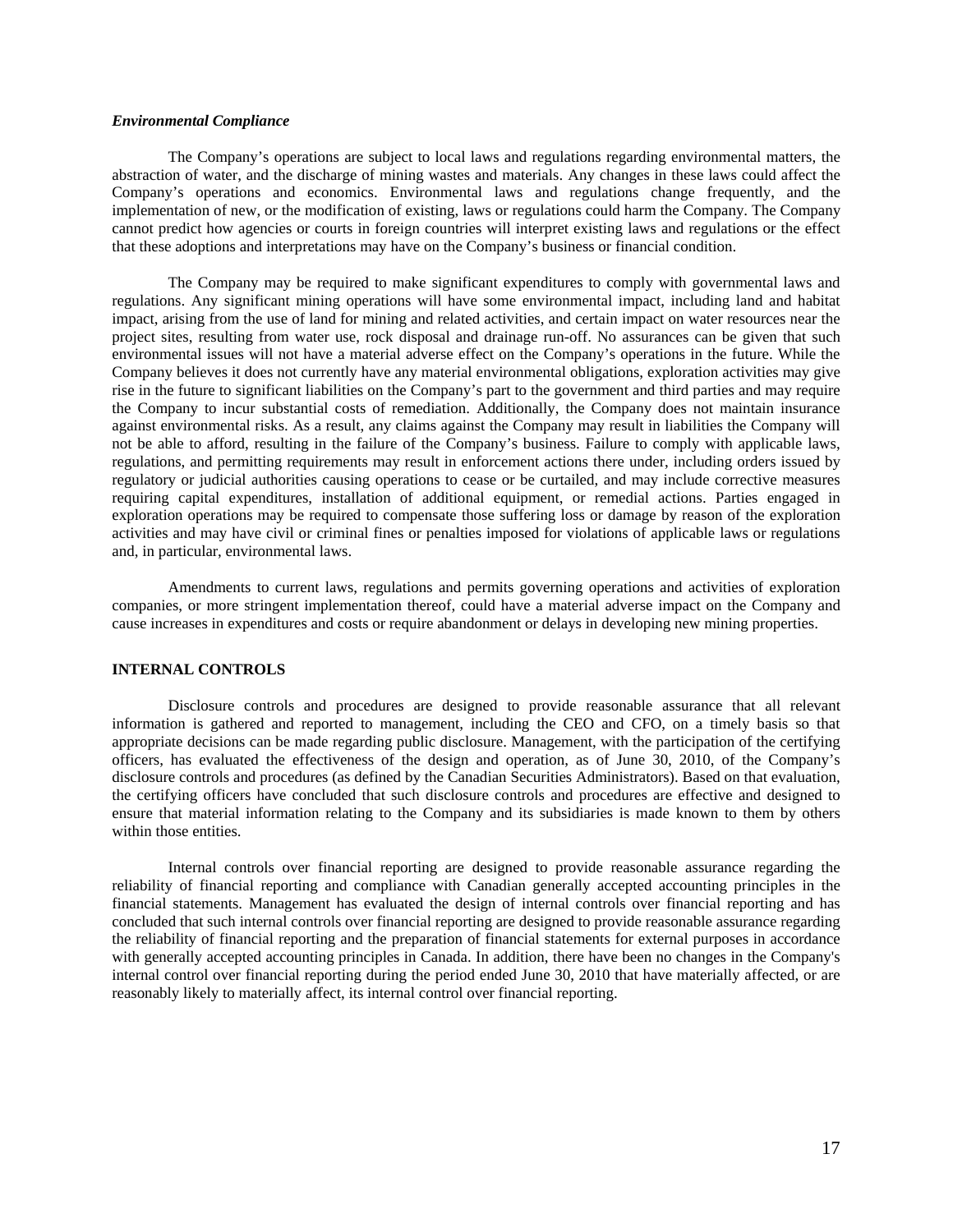### *Environmental Compliance*

The Company's operations are subject to local laws and regulations regarding environmental matters, the abstraction of water, and the discharge of mining wastes and materials. Any changes in these laws could affect the Company's operations and economics. Environmental laws and regulations change frequently, and the implementation of new, or the modification of existing, laws or regulations could harm the Company. The Company cannot predict how agencies or courts in foreign countries will interpret existing laws and regulations or the effect that these adoptions and interpretations may have on the Company's business or financial condition.

The Company may be required to make significant expenditures to comply with governmental laws and regulations. Any significant mining operations will have some environmental impact, including land and habitat impact, arising from the use of land for mining and related activities, and certain impact on water resources near the project sites, resulting from water use, rock disposal and drainage run-off. No assurances can be given that such environmental issues will not have a material adverse effect on the Company's operations in the future. While the Company believes it does not currently have any material environmental obligations, exploration activities may give rise in the future to significant liabilities on the Company's part to the government and third parties and may require the Company to incur substantial costs of remediation. Additionally, the Company does not maintain insurance against environmental risks. As a result, any claims against the Company may result in liabilities the Company will not be able to afford, resulting in the failure of the Company's business. Failure to comply with applicable laws, regulations, and permitting requirements may result in enforcement actions there under, including orders issued by regulatory or judicial authorities causing operations to cease or be curtailed, and may include corrective measures requiring capital expenditures, installation of additional equipment, or remedial actions. Parties engaged in exploration operations may be required to compensate those suffering loss or damage by reason of the exploration activities and may have civil or criminal fines or penalties imposed for violations of applicable laws or regulations and, in particular, environmental laws.

Amendments to current laws, regulations and permits governing operations and activities of exploration companies, or more stringent implementation thereof, could have a material adverse impact on the Company and cause increases in expenditures and costs or require abandonment or delays in developing new mining properties.

## INTERNAL CONTROLS

Disclosure controls and procedures are designed to provide reasonable assurance that all relevant information is gathered and reported to management, including the CEO and CFO, on a timely basis so that appropriate decisions can be made regarding public disclosure. Management, with the participation of the certifying officers, has evaluated the effectiveness of the design and operation, as of June 30, 2010, of the Company's disclosure controls and procedures (as defined by the Canadian Securities Administrators). Based on that evaluation, the certifying officers have concluded that such disclosure controls and procedures are effective and designed to ensure that material information relating to the Company and its subsidiaries is made known to them by others within those entities.

Internal controls over financial reporting are designed to provide reasonable assurance regarding the reliability of financial reporting and compliance with Canadian generally accepted accounting principles in the financial statements. Management has evaluated the design of internal controls over financial reporting and has concluded that such internal controls over financial reporting are designed to provide reasonable assurance regarding the reliability of financial reporting and the preparation of financial statements for external purposes in accordance with generally accepted accounting principles in Canada. In addition, there have been no changes in the Company's internal control over financial reporting during the period ended June 30, 2010 that have materially affected, or are reasonably likely to materially affect, its internal control over financial reporting.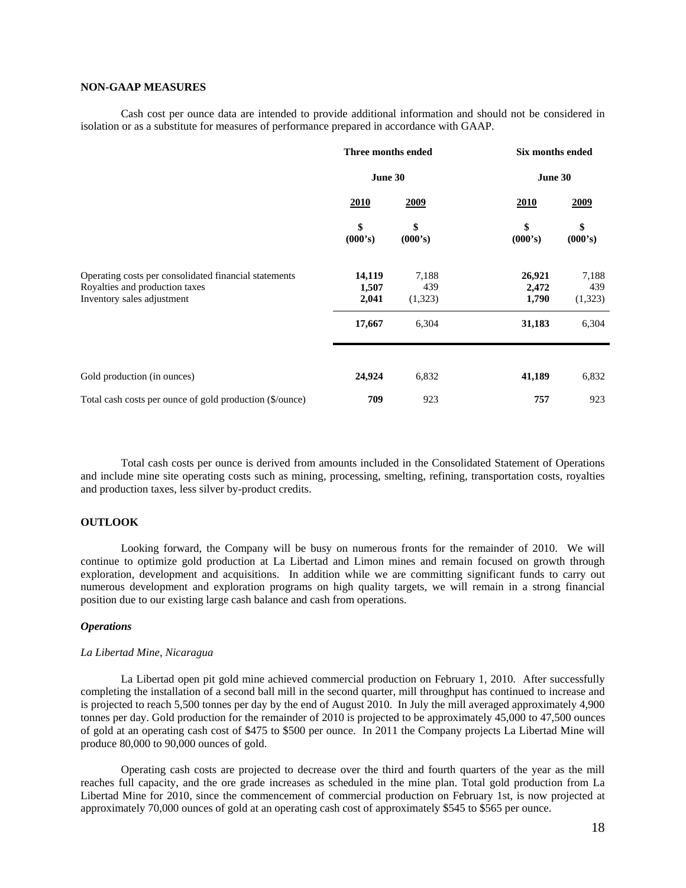## NON-GAAP MEASURES

Cash cost per ounce data are intended to provide additional information and should not be considered in isolation or as a substitute for measures of performance prepared in accordance with GAAP.

| | Three months ended June 30 | | Six months ended June 30 | |
|---|---|---|---|---|
| | **2010** | **2009** | **2010** | **2009** |
| | **\$ (000's)** | **\$ (000's)** | **\$ (000's)** | **\$ (000's)** |
| Operating costs per consolidated financial statements | **14,119** | 7,188 | **26,921** | 7,188 |
| Royalties and production taxes | **1,507** | 439 | **2,472** | 439 |
| Inventory sales adjustment | **2,041** | (1,323) | **1,790** | (1,323) |
| | **17,667** | 6,304 | **31,183** | 6,304 |
| Gold production (in ounces) | **24,924** | 6,832 | **41,189** | 6,832 |
| Total cash costs per ounce of gold production ($/ounce) | **709** | 923 | **757** | 923 |

Total cash costs per ounce is derived from amounts included in the Consolidated Statement of Operations and include mine site operating costs such as mining, processing, smelting, refining, transportation costs, royalties and production taxes, less silver by-product credits.

## OUTLOOK

Looking forward, the Company will be busy on numerous fronts for the remainder of 2010. We will continue to optimize gold production at La Libertad and Limon mines and remain focused on growth through exploration, development and acquisitions. In addition while we are committing significant funds to carry out numerous development and exploration programs on high quality targets, we will remain in a strong financial position due to our existing large cash balance and cash from operations.

### *Operations*

*La Libertad Mine, Nicaragua*

La Libertad open pit gold mine achieved commercial production on February 1, 2010. After successfully completing the installation of a second ball mill in the second quarter, mill throughput has continued to increase and is projected to reach 5,500 tonnes per day by the end of August 2010. In July the mill averaged approximately 4,900 tonnes per day. Gold production for the remainder of 2010 is projected to be approximately 45,000 to 47,500 ounces of gold at an operating cash cost of $475 to $500 per ounce. In 2011 the Company projects La Libertad Mine will produce 80,000 to 90,000 ounces of gold.

Operating cash costs are projected to decrease over the third and fourth quarters of the year as the mill reaches full capacity, and the ore grade increases as scheduled in the mine plan. Total gold production from La Libertad Mine for 2010, since the commencement of commercial production on February 1st, is now projected at approximately 70,000 ounces of gold at an operating cash cost of approximately $545 to $565 per ounce.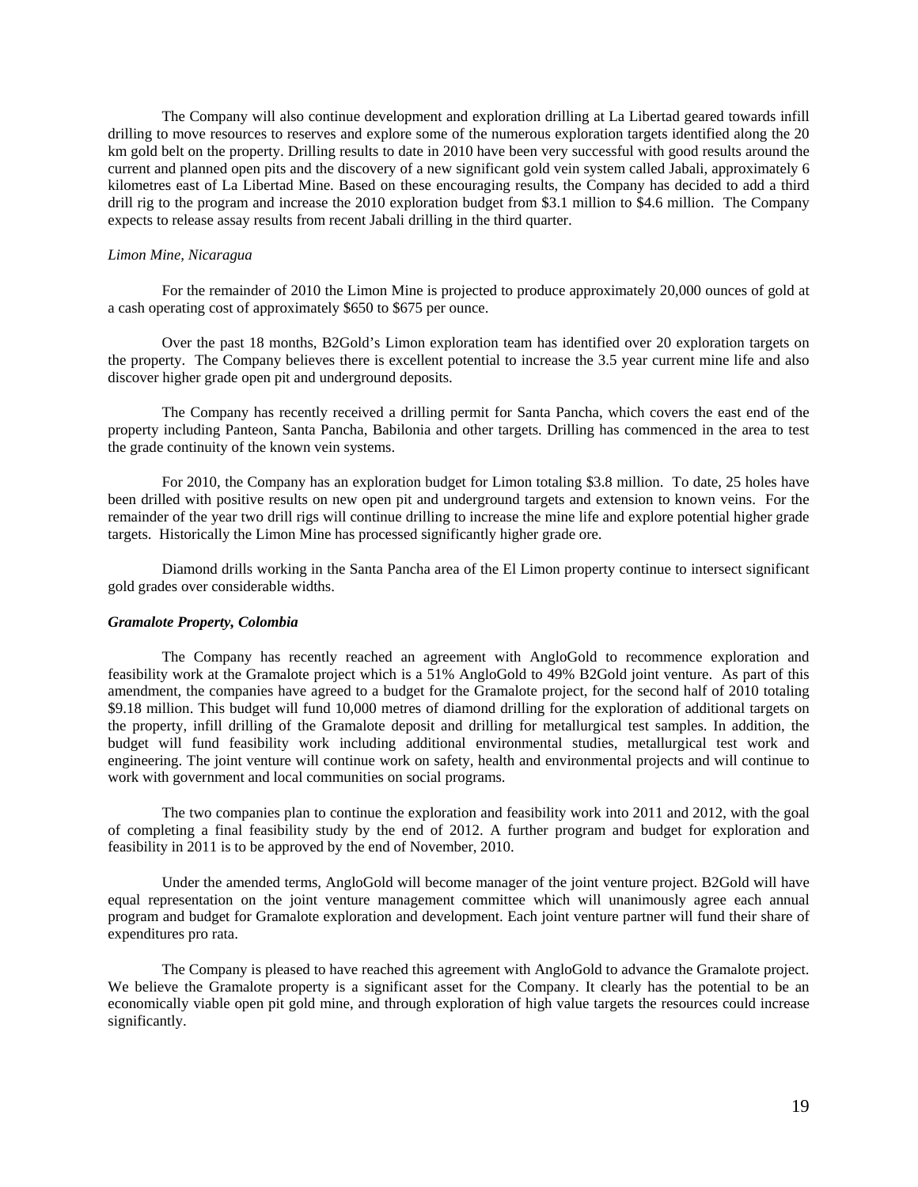The Company will also continue development and exploration drilling at La Libertad geared towards infill drilling to move resources to reserves and explore some of the numerous exploration targets identified along the 20 km gold belt on the property. Drilling results to date in 2010 have been very successful with good results around the current and planned open pits and the discovery of a new significant gold vein system called Jabali, approximately 6 kilometres east of La Libertad Mine. Based on these encouraging results, the Company has decided to add a third drill rig to the program and increase the 2010 exploration budget from \$3.1 million to \$4.6 million. The Company expects to release assay results from recent Jabali drilling in the third quarter.

*Limon Mine, Nicaragua*

For the remainder of 2010 the Limon Mine is projected to produce approximately 20,000 ounces of gold at a cash operating cost of approximately \$650 to \$675 per ounce.

Over the past 18 months, B2Gold's Limon exploration team has identified over 20 exploration targets on the property. The Company believes there is excellent potential to increase the 3.5 year current mine life and also discover higher grade open pit and underground deposits.

The Company has recently received a drilling permit for Santa Pancha, which covers the east end of the property including Panteon, Santa Pancha, Babilonia and other targets. Drilling has commenced in the area to test the grade continuity of the known vein systems.

For 2010, the Company has an exploration budget for Limon totaling \$3.8 million. To date, 25 holes have been drilled with positive results on new open pit and underground targets and extension to known veins. For the remainder of the year two drill rigs will continue drilling to increase the mine life and explore potential higher grade targets. Historically the Limon Mine has processed significantly higher grade ore.

Diamond drills working in the Santa Pancha area of the El Limon property continue to intersect significant gold grades over considerable widths.

***Gramalote Property, Colombia***

The Company has recently reached an agreement with AngloGold to recommence exploration and feasibility work at the Gramalote project which is a 51% AngloGold to 49% B2Gold joint venture. As part of this amendment, the companies have agreed to a budget for the Gramalote project, for the second half of 2010 totaling \$9.18 million. This budget will fund 10,000 metres of diamond drilling for the exploration of additional targets on the property, infill drilling of the Gramalote deposit and drilling for metallurgical test samples. In addition, the budget will fund feasibility work including additional environmental studies, metallurgical test work and engineering. The joint venture will continue work on safety, health and environmental projects and will continue to work with government and local communities on social programs.

The two companies plan to continue the exploration and feasibility work into 2011 and 2012, with the goal of completing a final feasibility study by the end of 2012. A further program and budget for exploration and feasibility in 2011 is to be approved by the end of November, 2010.

Under the amended terms, AngloGold will become manager of the joint venture project. B2Gold will have equal representation on the joint venture management committee which will unanimously agree each annual program and budget for Gramalote exploration and development. Each joint venture partner will fund their share of expenditures pro rata.

The Company is pleased to have reached this agreement with AngloGold to advance the Gramalote project. We believe the Gramalote property is a significant asset for the Company. It clearly has the potential to be an economically viable open pit gold mine, and through exploration of high value targets the resources could increase significantly.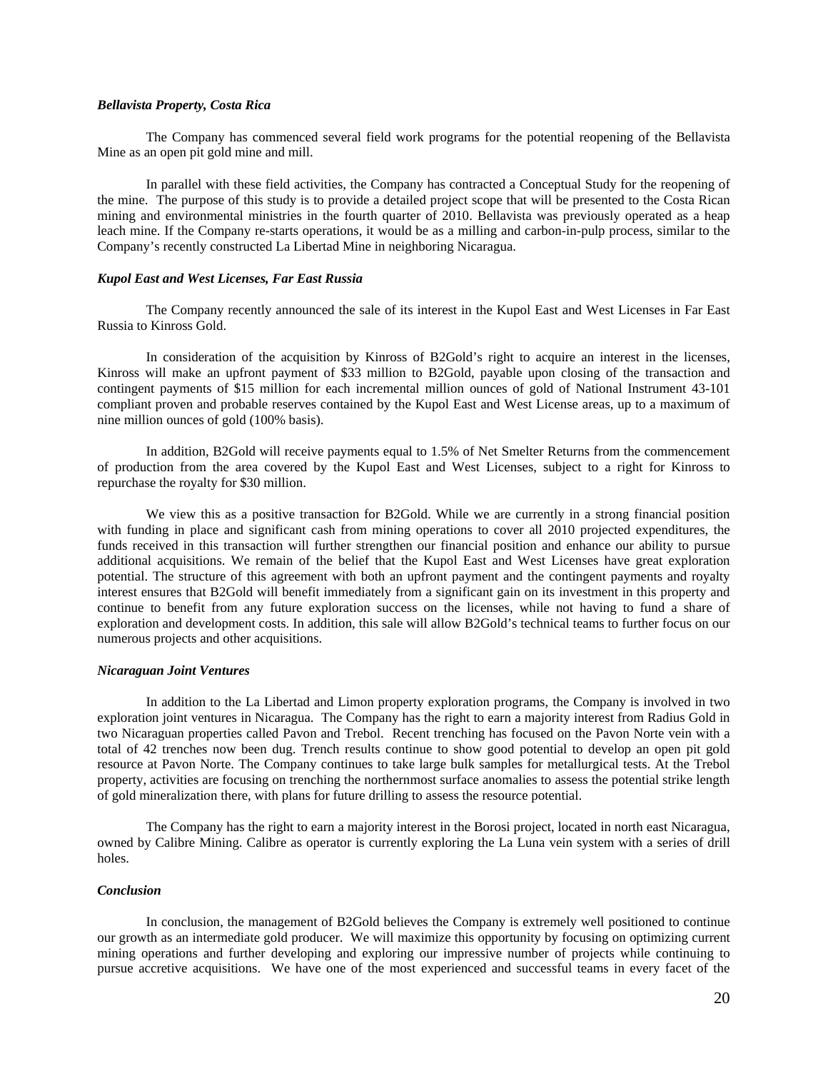### *Bellavista Property, Costa Rica*

The Company has commenced several field work programs for the potential reopening of the Bellavista Mine as an open pit gold mine and mill.

In parallel with these field activities, the Company has contracted a Conceptual Study for the reopening of the mine. The purpose of this study is to provide a detailed project scope that will be presented to the Costa Rican mining and environmental ministries in the fourth quarter of 2010. Bellavista was previously operated as a heap leach mine. If the Company re-starts operations, it would be as a milling and carbon-in-pulp process, similar to the Company's recently constructed La Libertad Mine in neighboring Nicaragua.

### *Kupol East and West Licenses, Far East Russia*

The Company recently announced the sale of its interest in the Kupol East and West Licenses in Far East Russia to Kinross Gold.

In consideration of the acquisition by Kinross of B2Gold's right to acquire an interest in the licenses, Kinross will make an upfront payment of $33 million to B2Gold, payable upon closing of the transaction and contingent payments of $15 million for each incremental million ounces of gold of National Instrument 43-101 compliant proven and probable reserves contained by the Kupol East and West License areas, up to a maximum of nine million ounces of gold (100% basis).

In addition, B2Gold will receive payments equal to 1.5% of Net Smelter Returns from the commencement of production from the area covered by the Kupol East and West Licenses, subject to a right for Kinross to repurchase the royalty for $30 million.

We view this as a positive transaction for B2Gold. While we are currently in a strong financial position with funding in place and significant cash from mining operations to cover all 2010 projected expenditures, the funds received in this transaction will further strengthen our financial position and enhance our ability to pursue additional acquisitions. We remain of the belief that the Kupol East and West Licenses have great exploration potential. The structure of this agreement with both an upfront payment and the contingent payments and royalty interest ensures that B2Gold will benefit immediately from a significant gain on its investment in this property and continue to benefit from any future exploration success on the licenses, while not having to fund a share of exploration and development costs. In addition, this sale will allow B2Gold's technical teams to further focus on our numerous projects and other acquisitions.

### *Nicaraguan Joint Ventures*

In addition to the La Libertad and Limon property exploration programs, the Company is involved in two exploration joint ventures in Nicaragua. The Company has the right to earn a majority interest from Radius Gold in two Nicaraguan properties called Pavon and Trebol. Recent trenching has focused on the Pavon Norte vein with a total of 42 trenches now been dug. Trench results continue to show good potential to develop an open pit gold resource at Pavon Norte. The Company continues to take large bulk samples for metallurgical tests. At the Trebol property, activities are focusing on trenching the northernmost surface anomalies to assess the potential strike length of gold mineralization there, with plans for future drilling to assess the resource potential.

The Company has the right to earn a majority interest in the Borosi project, located in north east Nicaragua, owned by Calibre Mining. Calibre as operator is currently exploring the La Luna vein system with a series of drill holes.

### *Conclusion*

In conclusion, the management of B2Gold believes the Company is extremely well positioned to continue our growth as an intermediate gold producer. We will maximize this opportunity by focusing on optimizing current mining operations and further developing and exploring our impressive number of projects while continuing to pursue accretive acquisitions. We have one of the most experienced and successful teams in every facet of the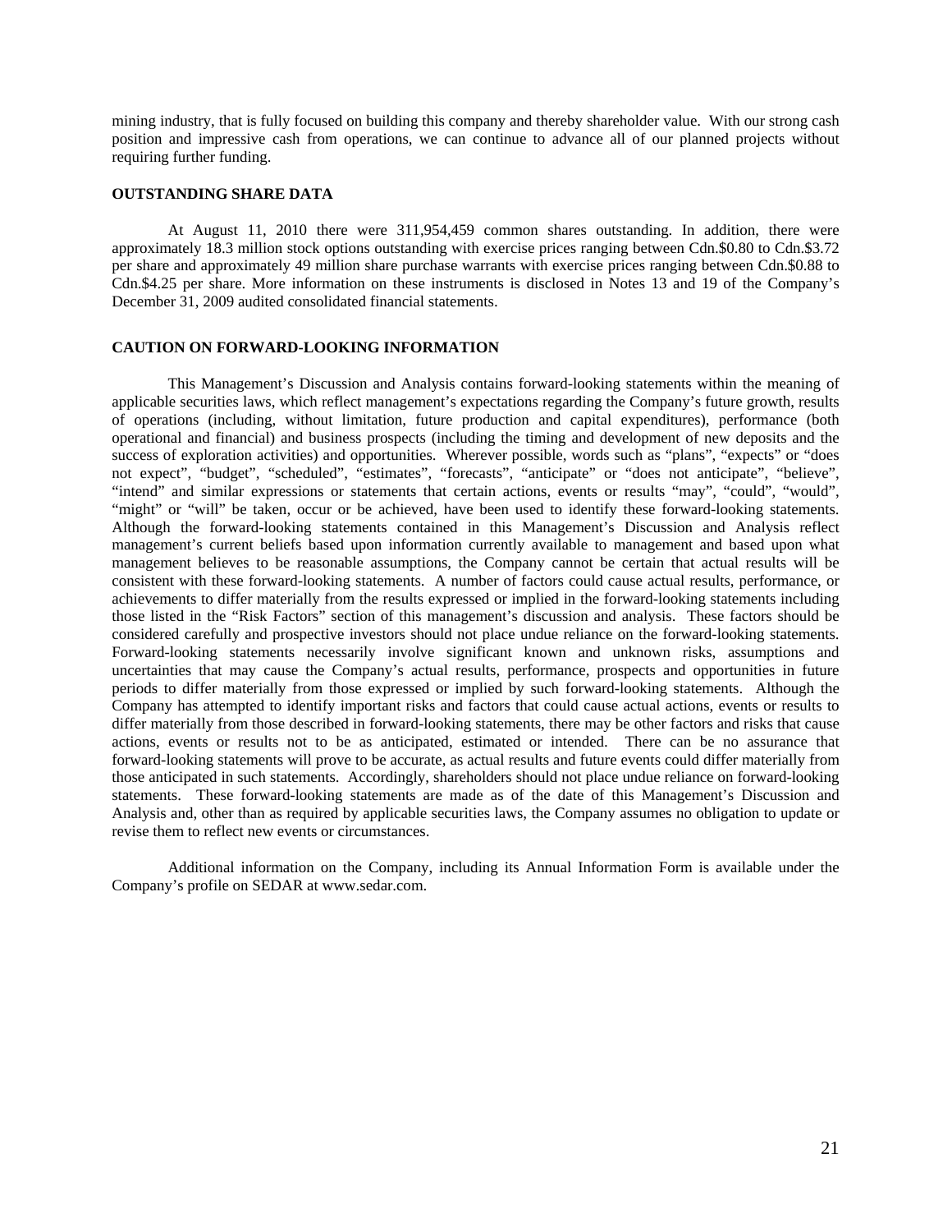mining industry, that is fully focused on building this company and thereby shareholder value. With our strong cash position and impressive cash from operations, we can continue to advance all of our planned projects without requiring further funding.

## OUTSTANDING SHARE DATA

At August 11, 2010 there were 311,954,459 common shares outstanding. In addition, there were approximately 18.3 million stock options outstanding with exercise prices ranging between Cdn.$0.80 to Cdn.$3.72 per share and approximately 49 million share purchase warrants with exercise prices ranging between Cdn.$0.88 to Cdn.$4.25 per share. More information on these instruments is disclosed in Notes 13 and 19 of the Company's December 31, 2009 audited consolidated financial statements.

## CAUTION ON FORWARD-LOOKING INFORMATION

This Management's Discussion and Analysis contains forward-looking statements within the meaning of applicable securities laws, which reflect management's expectations regarding the Company's future growth, results of operations (including, without limitation, future production and capital expenditures), performance (both operational and financial) and business prospects (including the timing and development of new deposits and the success of exploration activities) and opportunities. Wherever possible, words such as "plans", "expects" or "does not expect", "budget", "scheduled", "estimates", "forecasts", "anticipate" or "does not anticipate", "believe", "intend" and similar expressions or statements that certain actions, events or results "may", "could", "would", "might" or "will" be taken, occur or be achieved, have been used to identify these forward-looking statements. Although the forward-looking statements contained in this Management's Discussion and Analysis reflect management's current beliefs based upon information currently available to management and based upon what management believes to be reasonable assumptions, the Company cannot be certain that actual results will be consistent with these forward-looking statements. A number of factors could cause actual results, performance, or achievements to differ materially from the results expressed or implied in the forward-looking statements including those listed in the "Risk Factors" section of this management's discussion and analysis. These factors should be considered carefully and prospective investors should not place undue reliance on the forward-looking statements. Forward-looking statements necessarily involve significant known and unknown risks, assumptions and uncertainties that may cause the Company's actual results, performance, prospects and opportunities in future periods to differ materially from those expressed or implied by such forward-looking statements. Although the Company has attempted to identify important risks and factors that could cause actual actions, events or results to differ materially from those described in forward-looking statements, there may be other factors and risks that cause actions, events or results not to be as anticipated, estimated or intended. There can be no assurance that forward-looking statements will prove to be accurate, as actual results and future events could differ materially from those anticipated in such statements. Accordingly, shareholders should not place undue reliance on forward-looking statements. These forward-looking statements are made as of the date of this Management's Discussion and Analysis and, other than as required by applicable securities laws, the Company assumes no obligation to update or revise them to reflect new events or circumstances.

Additional information on the Company, including its Annual Information Form is available under the Company's profile on SEDAR at www.sedar.com.